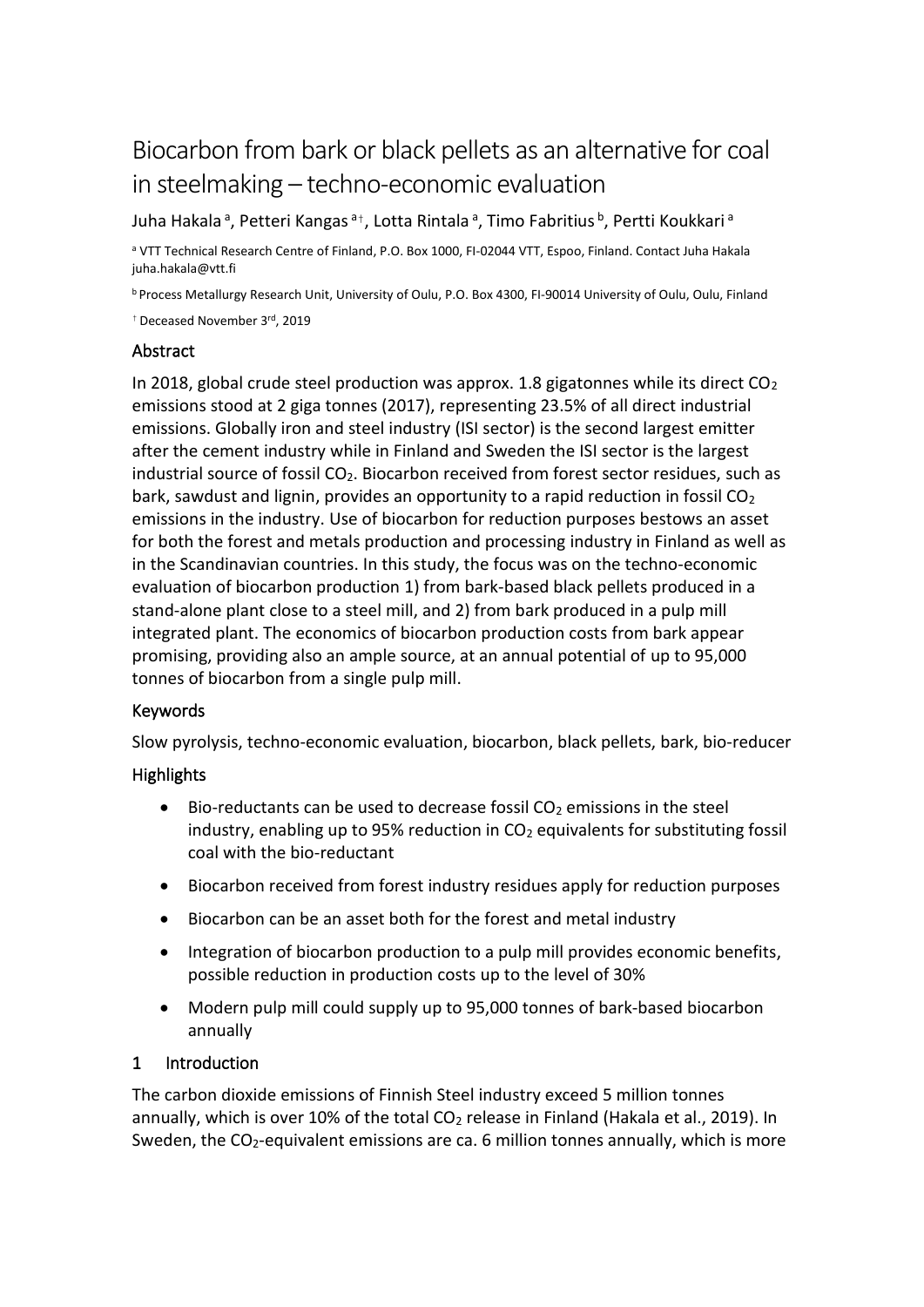# Biocarbon from bark or black pellets as an alternative for coal in steelmaking – techno-economic evaluation

Juha Hakala [a], Petteri Kangas [a†], Lotta Rintala [a], Timo Fabritius [b], Pertti Koukkari [a]

[a] VTT Technical Research Centre of Finland, P.O. Box 1000, FI-02044 VTT, Espoo, Finland. Contact Juha Hakala juha.hakala@vtt.fi

[b] Process Metallurgy Research Unit, University of Oulu, P.O. Box 4300, FI-90014 University of Oulu, Oulu, Finland

[†] Deceased November 3rd, 2019

## Abstract

In 2018, global crude steel production was approx. 1.8 gigatonnes while its direct $CO_2$ emissions stood at 2 giga tonnes (2017), representing 23.5% of all direct industrial emissions. Globally iron and steel industry (ISI sector) is the second largest emitter after the cement industry while in Finland and Sweden the ISI sector is the largest industrial source of fossil $CO_2$. Biocarbon received from forest sector residues, such as bark, sawdust and lignin, provides an opportunity to a rapid reduction in fossil $CO_2$ emissions in the industry. Use of biocarbon for reduction purposes bestows an asset for both the forest and metals production and processing industry in Finland as well as in the Scandinavian countries. In this study, the focus was on the techno-economic evaluation of biocarbon production 1) from bark-based black pellets produced in a stand-alone plant close to a steel mill, and 2) from bark produced in a pulp mill integrated plant. The economics of biocarbon production costs from bark appear promising, providing also an ample source, at an annual potential of up to 95,000 tonnes of biocarbon from a single pulp mill.

## Keywords

Slow pyrolysis, techno-economic evaluation, biocarbon, black pellets, bark, bio-reducer

## Highlights

- Bio-reductants can be used to decrease fossil $CO_2$ emissions in the steel industry, enabling up to 95% reduction in $CO_2$ equivalents for substituting fossil coal with the bio-reductant
- Biocarbon received from forest industry residues apply for reduction purposes
- Biocarbon can be an asset both for the forest and metal industry
- Integration of biocarbon production to a pulp mill provides economic benefits, possible reduction in production costs up to the level of 30%
- Modern pulp mill could supply up to 95,000 tonnes of bark-based biocarbon annually

## 1 Introduction

The carbon dioxide emissions of Finnish Steel industry exceed 5 million tonnes annually, which is over 10% of the total $CO_2$ release in Finland (Hakala et al., 2019). In Sweden, the $CO_2$-equivalent emissions are ca. 6 million tonnes annually, which is more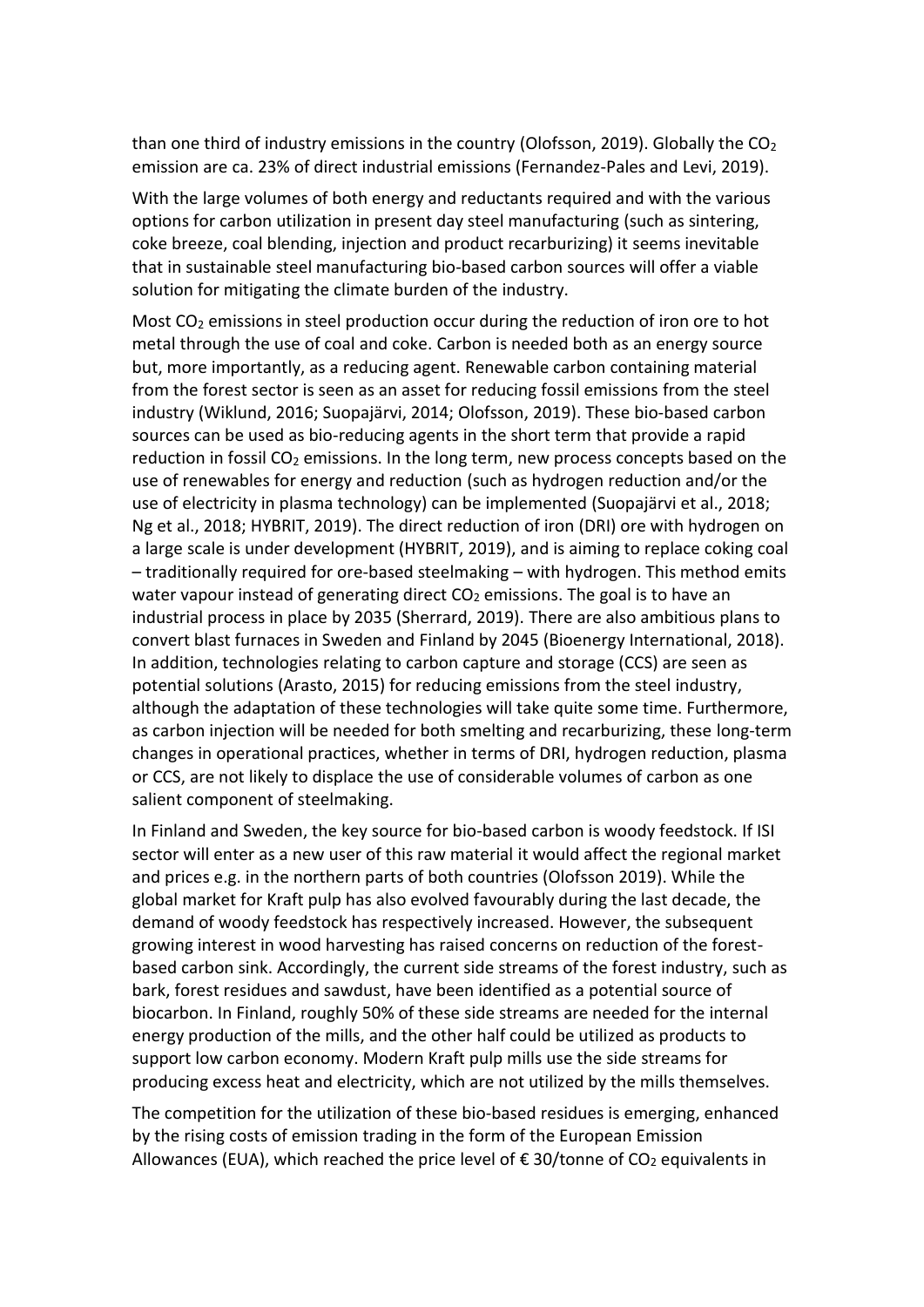than one third of industry emissions in the country (Olofsson, 2019). Globally the $CO_2$ emission are ca. 23% of direct industrial emissions (Fernandez-Pales and Levi, 2019).

With the large volumes of both energy and reductants required and with the various options for carbon utilization in present day steel manufacturing (such as sintering, coke breeze, coal blending, injection and product recarburizing) it seems inevitable that in sustainable steel manufacturing bio-based carbon sources will offer a viable solution for mitigating the climate burden of the industry.

Most $CO_2$ emissions in steel production occur during the reduction of iron ore to hot metal through the use of coal and coke. Carbon is needed both as an energy source but, more importantly, as a reducing agent. Renewable carbon containing material from the forest sector is seen as an asset for reducing fossil emissions from the steel industry (Wiklund, 2016; Suopajärvi, 2014; Olofsson, 2019). These bio-based carbon sources can be used as bio-reducing agents in the short term that provide a rapid reduction in fossil $CO_2$ emissions. In the long term, new process concepts based on the use of renewables for energy and reduction (such as hydrogen reduction and/or the use of electricity in plasma technology) can be implemented (Suopajärvi et al., 2018; Ng et al., 2018; HYBRIT, 2019). The direct reduction of iron (DRI) ore with hydrogen on a large scale is under development (HYBRIT, 2019), and is aiming to replace coking coal – traditionally required for ore-based steelmaking – with hydrogen. This method emits water vapour instead of generating direct $CO_2$ emissions. The goal is to have an industrial process in place by 2035 (Sherrard, 2019). There are also ambitious plans to convert blast furnaces in Sweden and Finland by 2045 (Bioenergy International, 2018). In addition, technologies relating to carbon capture and storage (CCS) are seen as potential solutions (Arasto, 2015) for reducing emissions from the steel industry, although the adaptation of these technologies will take quite some time. Furthermore, as carbon injection will be needed for both smelting and recarburizing, these long-term changes in operational practices, whether in terms of DRI, hydrogen reduction, plasma or CCS, are not likely to displace the use of considerable volumes of carbon as one salient component of steelmaking.

In Finland and Sweden, the key source for bio-based carbon is woody feedstock. If ISI sector will enter as a new user of this raw material it would affect the regional market and prices e.g. in the northern parts of both countries (Olofsson 2019). While the global market for Kraft pulp has also evolved favourably during the last decade, the demand of woody feedstock has respectively increased. However, the subsequent growing interest in wood harvesting has raised concerns on reduction of the forest-based carbon sink. Accordingly, the current side streams of the forest industry, such as bark, forest residues and sawdust, have been identified as a potential source of biocarbon. In Finland, roughly 50% of these side streams are needed for the internal energy production of the mills, and the other half could be utilized as products to support low carbon economy. Modern Kraft pulp mills use the side streams for producing excess heat and electricity, which are not utilized by the mills themselves.

The competition for the utilization of these bio-based residues is emerging, enhanced by the rising costs of emission trading in the form of the European Emission Allowances (EUA), which reached the price level of € 30/tonne of $CO_2$ equivalents in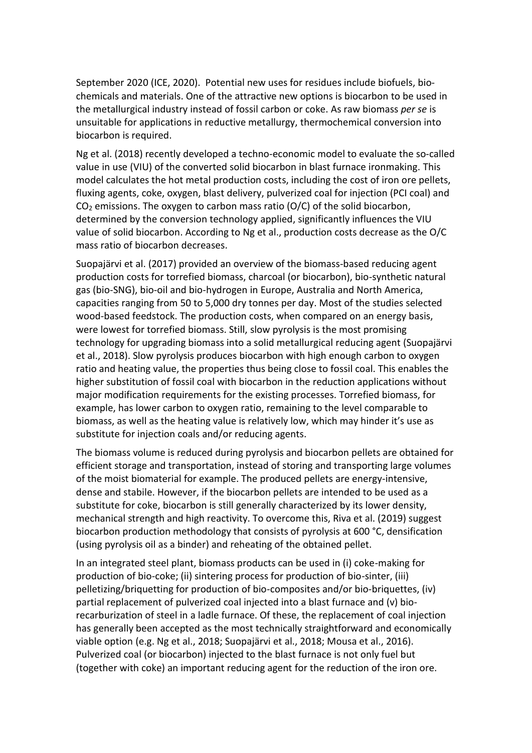September 2020 (ICE, 2020). Potential new uses for residues include biofuels, bio-chemicals and materials. One of the attractive new options is biocarbon to be used in the metallurgical industry instead of fossil carbon or coke. As raw biomass *per se* is unsuitable for applications in reductive metallurgy, thermochemical conversion into biocarbon is required.

Ng et al. (2018) recently developed a techno-economic model to evaluate the so-called value in use (VIU) of the converted solid biocarbon in blast furnace ironmaking. This model calculates the hot metal production costs, including the cost of iron ore pellets, fluxing agents, coke, oxygen, blast delivery, pulverized coal for injection (PCI coal) and $CO_2$ emissions. The oxygen to carbon mass ratio (O/C) of the solid biocarbon, determined by the conversion technology applied, significantly influences the VIU value of solid biocarbon. According to Ng et al., production costs decrease as the O/C mass ratio of biocarbon decreases.

Suopajärvi et al. (2017) provided an overview of the biomass-based reducing agent production costs for torrefied biomass, charcoal (or biocarbon), bio-synthetic natural gas (bio-SNG), bio-oil and bio-hydrogen in Europe, Australia and North America, capacities ranging from 50 to 5,000 dry tonnes per day. Most of the studies selected wood-based feedstock. The production costs, when compared on an energy basis, were lowest for torrefied biomass. Still, slow pyrolysis is the most promising technology for upgrading biomass into a solid metallurgical reducing agent (Suopajärvi et al., 2018). Slow pyrolysis produces biocarbon with high enough carbon to oxygen ratio and heating value, the properties thus being close to fossil coal. This enables the higher substitution of fossil coal with biocarbon in the reduction applications without major modification requirements for the existing processes. Torrefied biomass, for example, has lower carbon to oxygen ratio, remaining to the level comparable to biomass, as well as the heating value is relatively low, which may hinder it's use as substitute for injection coals and/or reducing agents.

The biomass volume is reduced during pyrolysis and biocarbon pellets are obtained for efficient storage and transportation, instead of storing and transporting large volumes of the moist biomaterial for example. The produced pellets are energy-intensive, dense and stabile. However, if the biocarbon pellets are intended to be used as a substitute for coke, biocarbon is still generally characterized by its lower density, mechanical strength and high reactivity. To overcome this, Riva et al. (2019) suggest biocarbon production methodology that consists of pyrolysis at 600 °C, densification (using pyrolysis oil as a binder) and reheating of the obtained pellet.

In an integrated steel plant, biomass products can be used in (i) coke-making for production of bio-coke; (ii) sintering process for production of bio-sinter, (iii) pelletizing/briquetting for production of bio-composites and/or bio-briquettes, (iv) partial replacement of pulverized coal injected into a blast furnace and (v) bio-recarburization of steel in a ladle furnace. Of these, the replacement of coal injection has generally been accepted as the most technically straightforward and economically viable option (e.g. Ng et al., 2018; Suopajärvi et al., 2018; Mousa et al., 2016). Pulverized coal (or biocarbon) injected to the blast furnace is not only fuel but (together with coke) an important reducing agent for the reduction of the iron ore.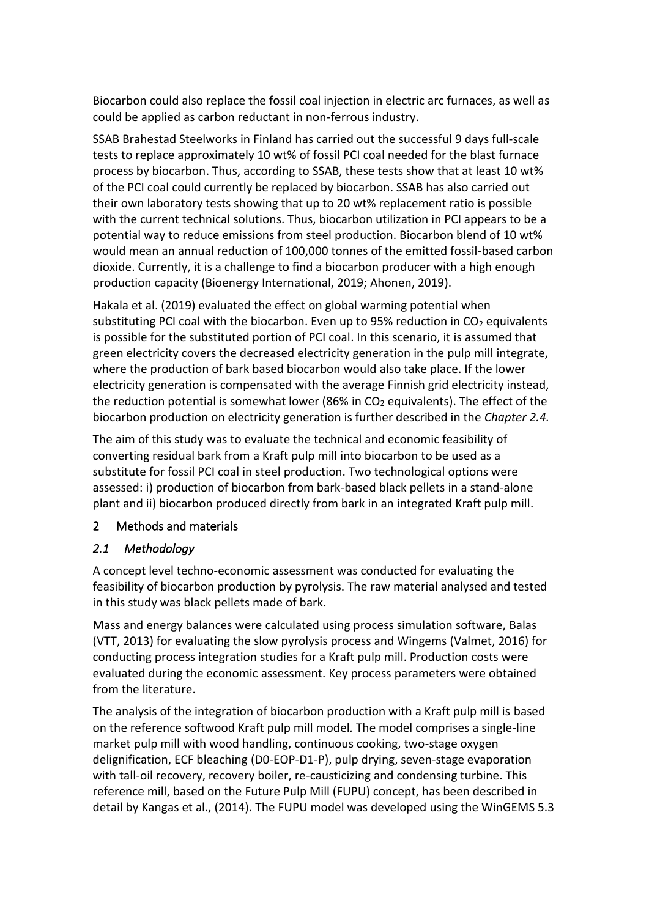Biocarbon could also replace the fossil coal injection in electric arc furnaces, as well as could be applied as carbon reductant in non-ferrous industry.

SSAB Brahestad Steelworks in Finland has carried out the successful 9 days full-scale tests to replace approximately 10 wt% of fossil PCI coal needed for the blast furnace process by biocarbon. Thus, according to SSAB, these tests show that at least 10 wt% of the PCI coal could currently be replaced by biocarbon. SSAB has also carried out their own laboratory tests showing that up to 20 wt% replacement ratio is possible with the current technical solutions. Thus, biocarbon utilization in PCI appears to be a potential way to reduce emissions from steel production. Biocarbon blend of 10 wt% would mean an annual reduction of 100,000 tonnes of the emitted fossil-based carbon dioxide. Currently, it is a challenge to find a biocarbon producer with a high enough production capacity (Bioenergy International, 2019; Ahonen, 2019).

Hakala et al. (2019) evaluated the effect on global warming potential when substituting PCI coal with the biocarbon. Even up to 95% reduction in $CO_2$ equivalents is possible for the substituted portion of PCI coal. In this scenario, it is assumed that green electricity covers the decreased electricity generation in the pulp mill integrate, where the production of bark based biocarbon would also take place. If the lower electricity generation is compensated with the average Finnish grid electricity instead, the reduction potential is somewhat lower (86% in $CO_2$ equivalents). The effect of the biocarbon production on electricity generation is further described in the *Chapter 2.4.*

The aim of this study was to evaluate the technical and economic feasibility of converting residual bark from a Kraft pulp mill into biocarbon to be used as a substitute for fossil PCI coal in steel production. Two technological options were assessed: i) production of biocarbon from bark-based black pellets in a stand-alone plant and ii) biocarbon produced directly from bark in an integrated Kraft pulp mill.

## 2 Methods and materials

### *2.1 Methodology*

A concept level techno-economic assessment was conducted for evaluating the feasibility of biocarbon production by pyrolysis. The raw material analysed and tested in this study was black pellets made of bark.

Mass and energy balances were calculated using process simulation software, Balas (VTT, 2013) for evaluating the slow pyrolysis process and Wingems (Valmet, 2016) for conducting process integration studies for a Kraft pulp mill. Production costs were evaluated during the economic assessment. Key process parameters were obtained from the literature.

The analysis of the integration of biocarbon production with a Kraft pulp mill is based on the reference softwood Kraft pulp mill model. The model comprises a single-line market pulp mill with wood handling, continuous cooking, two-stage oxygen delignification, ECF bleaching (D0-EOP-D1-P), pulp drying, seven-stage evaporation with tall-oil recovery, recovery boiler, re-causticizing and condensing turbine. This reference mill, based on the Future Pulp Mill (FUPU) concept, has been described in detail by Kangas et al., (2014). The FUPU model was developed using the WinGEMS 5.3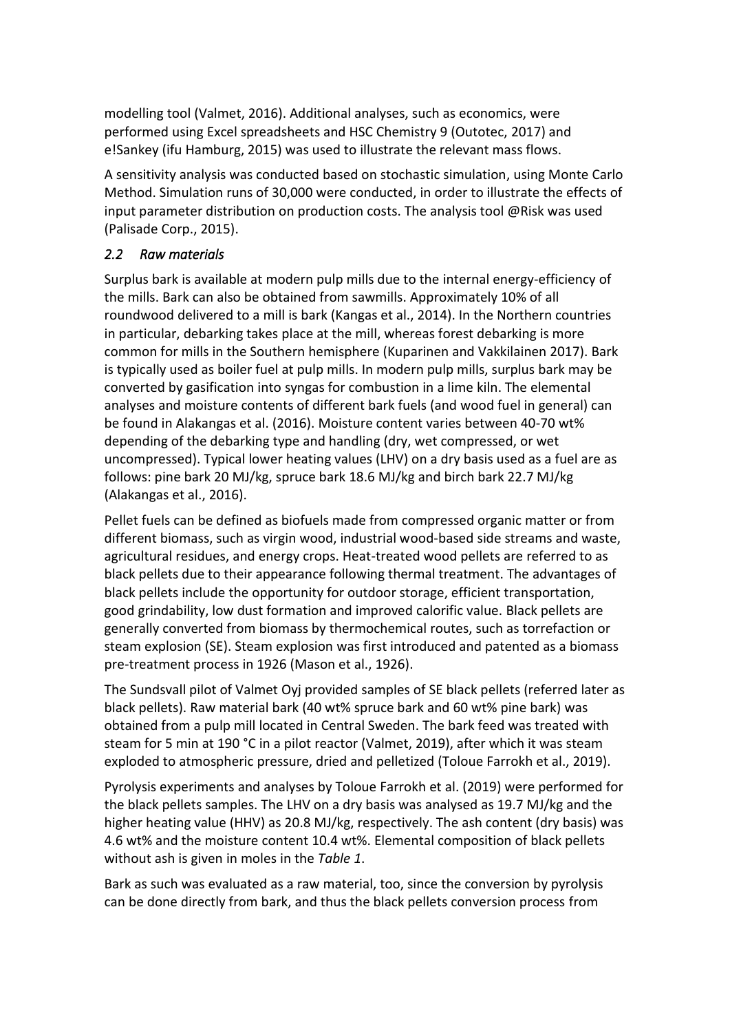modelling tool (Valmet, 2016). Additional analyses, such as economics, were performed using Excel spreadsheets and HSC Chemistry 9 (Outotec, 2017) and e!Sankey (ifu Hamburg, 2015) was used to illustrate the relevant mass flows.

A sensitivity analysis was conducted based on stochastic simulation, using Monte Carlo Method. Simulation runs of 30,000 were conducted, in order to illustrate the effects of input parameter distribution on production costs. The analysis tool @Risk was used (Palisade Corp., 2015).

## *2.2 Raw materials*

Surplus bark is available at modern pulp mills due to the internal energy-efficiency of the mills. Bark can also be obtained from sawmills. Approximately 10% of all roundwood delivered to a mill is bark (Kangas et al., 2014). In the Northern countries in particular, debarking takes place at the mill, whereas forest debarking is more common for mills in the Southern hemisphere (Kuparinen and Vakkilainen 2017). Bark is typically used as boiler fuel at pulp mills. In modern pulp mills, surplus bark may be converted by gasification into syngas for combustion in a lime kiln. The elemental analyses and moisture contents of different bark fuels (and wood fuel in general) can be found in Alakangas et al. (2016). Moisture content varies between 40-70 wt% depending of the debarking type and handling (dry, wet compressed, or wet uncompressed). Typical lower heating values (LHV) on a dry basis used as a fuel are as follows: pine bark 20 MJ/kg, spruce bark 18.6 MJ/kg and birch bark 22.7 MJ/kg (Alakangas et al., 2016).

Pellet fuels can be defined as biofuels made from compressed organic matter or from different biomass, such as virgin wood, industrial wood-based side streams and waste, agricultural residues, and energy crops. Heat-treated wood pellets are referred to as black pellets due to their appearance following thermal treatment. The advantages of black pellets include the opportunity for outdoor storage, efficient transportation, good grindability, low dust formation and improved calorific value. Black pellets are generally converted from biomass by thermochemical routes, such as torrefaction or steam explosion (SE). Steam explosion was first introduced and patented as a biomass pre-treatment process in 1926 (Mason et al., 1926).

The Sundsvall pilot of Valmet Oyj provided samples of SE black pellets (referred later as black pellets). Raw material bark (40 wt% spruce bark and 60 wt% pine bark) was obtained from a pulp mill located in Central Sweden. The bark feed was treated with steam for 5 min at 190 °C in a pilot reactor (Valmet, 2019), after which it was steam exploded to atmospheric pressure, dried and pelletized (Toloue Farrokh et al., 2019).

Pyrolysis experiments and analyses by Toloue Farrokh et al. (2019) were performed for the black pellets samples. The LHV on a dry basis was analysed as 19.7 MJ/kg and the higher heating value (HHV) as 20.8 MJ/kg, respectively. The ash content (dry basis) was 4.6 wt% and the moisture content 10.4 wt%. Elemental composition of black pellets without ash is given in moles in the *Table 1*.

Bark as such was evaluated as a raw material, too, since the conversion by pyrolysis can be done directly from bark, and thus the black pellets conversion process from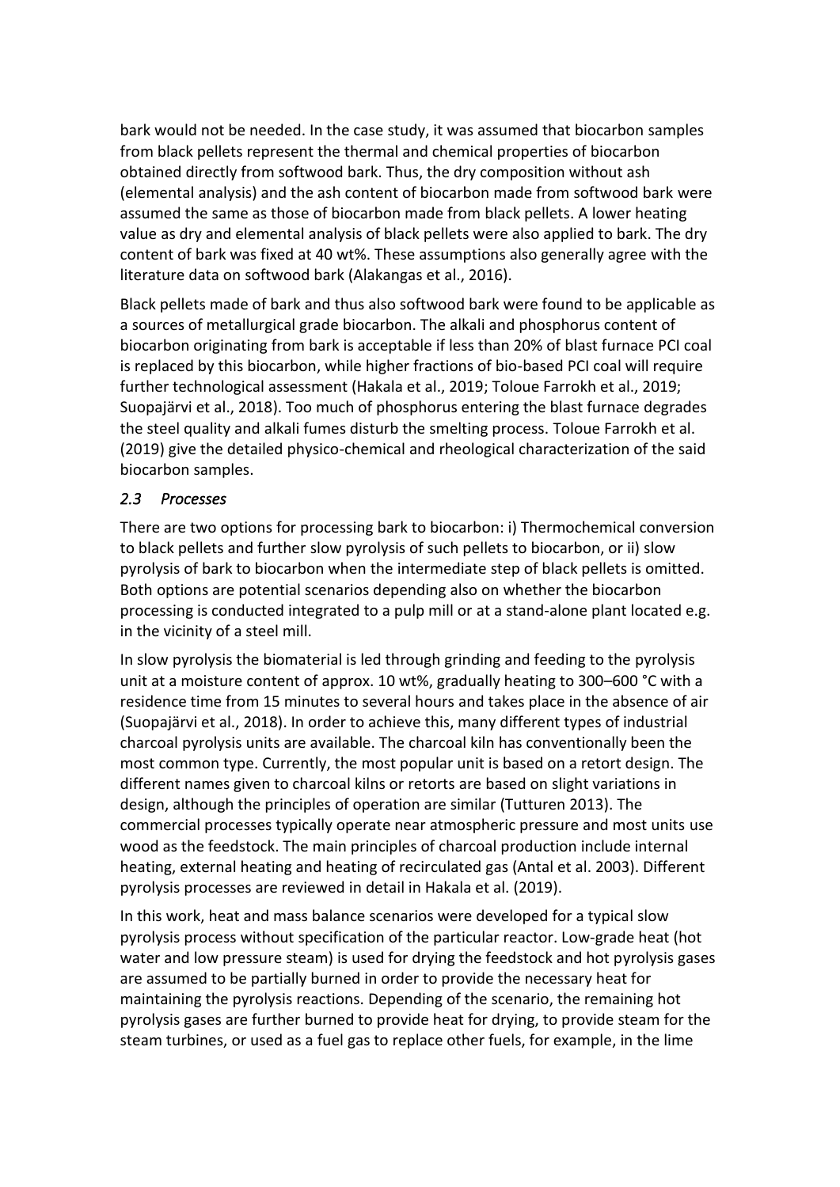bark would not be needed. In the case study, it was assumed that biocarbon samples from black pellets represent the thermal and chemical properties of biocarbon obtained directly from softwood bark. Thus, the dry composition without ash (elemental analysis) and the ash content of biocarbon made from softwood bark were assumed the same as those of biocarbon made from black pellets. A lower heating value as dry and elemental analysis of black pellets were also applied to bark. The dry content of bark was fixed at 40 wt%. These assumptions also generally agree with the literature data on softwood bark (Alakangas et al., 2016).

Black pellets made of bark and thus also softwood bark were found to be applicable as a sources of metallurgical grade biocarbon. The alkali and phosphorus content of biocarbon originating from bark is acceptable if less than 20% of blast furnace PCI coal is replaced by this biocarbon, while higher fractions of bio-based PCI coal will require further technological assessment (Hakala et al., 2019; Toloue Farrokh et al., 2019; Suopajärvi et al., 2018). Too much of phosphorus entering the blast furnace degrades the steel quality and alkali fumes disturb the smelting process. Toloue Farrokh et al. (2019) give the detailed physico-chemical and rheological characterization of the said biocarbon samples.

### *2.3 Processes*

There are two options for processing bark to biocarbon: i) Thermochemical conversion to black pellets and further slow pyrolysis of such pellets to biocarbon, or ii) slow pyrolysis of bark to biocarbon when the intermediate step of black pellets is omitted. Both options are potential scenarios depending also on whether the biocarbon processing is conducted integrated to a pulp mill or at a stand-alone plant located e.g. in the vicinity of a steel mill.

In slow pyrolysis the biomaterial is led through grinding and feeding to the pyrolysis unit at a moisture content of approx. 10 wt%, gradually heating to 300–600 °C with a residence time from 15 minutes to several hours and takes place in the absence of air (Suopajärvi et al., 2018). In order to achieve this, many different types of industrial charcoal pyrolysis units are available. The charcoal kiln has conventionally been the most common type. Currently, the most popular unit is based on a retort design. The different names given to charcoal kilns or retorts are based on slight variations in design, although the principles of operation are similar (Tutturen 2013). The commercial processes typically operate near atmospheric pressure and most units use wood as the feedstock. The main principles of charcoal production include internal heating, external heating and heating of recirculated gas (Antal et al. 2003). Different pyrolysis processes are reviewed in detail in Hakala et al. (2019).

In this work, heat and mass balance scenarios were developed for a typical slow pyrolysis process without specification of the particular reactor. Low-grade heat (hot water and low pressure steam) is used for drying the feedstock and hot pyrolysis gases are assumed to be partially burned in order to provide the necessary heat for maintaining the pyrolysis reactions. Depending of the scenario, the remaining hot pyrolysis gases are further burned to provide heat for drying, to provide steam for the steam turbines, or used as a fuel gas to replace other fuels, for example, in the lime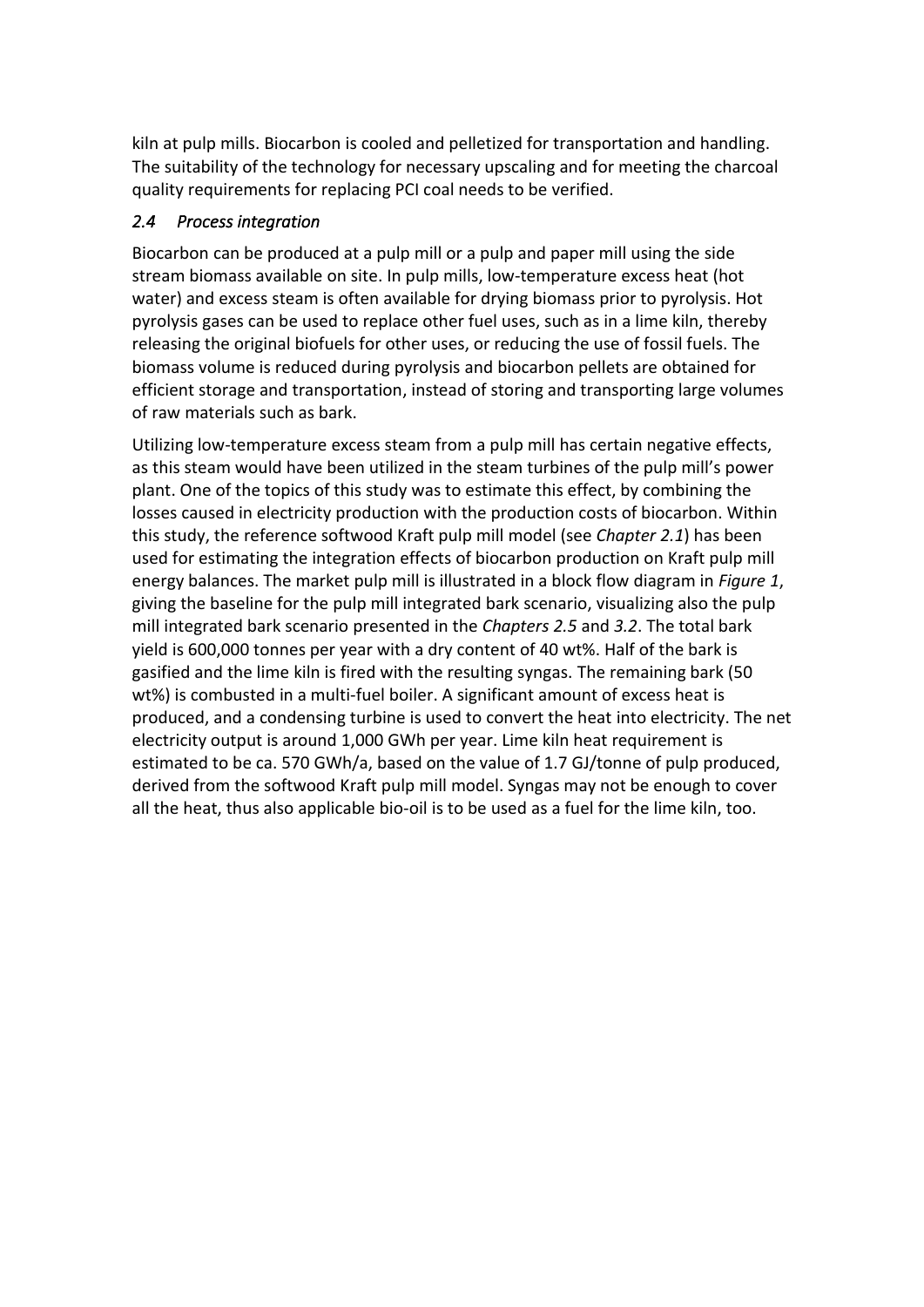kiln at pulp mills. Biocarbon is cooled and pelletized for transportation and handling. The suitability of the technology for necessary upscaling and for meeting the charcoal quality requirements for replacing PCI coal needs to be verified.

### *2.4 Process integration*

Biocarbon can be produced at a pulp mill or a pulp and paper mill using the side stream biomass available on site. In pulp mills, low-temperature excess heat (hot water) and excess steam is often available for drying biomass prior to pyrolysis. Hot pyrolysis gases can be used to replace other fuel uses, such as in a lime kiln, thereby releasing the original biofuels for other uses, or reducing the use of fossil fuels. The biomass volume is reduced during pyrolysis and biocarbon pellets are obtained for efficient storage and transportation, instead of storing and transporting large volumes of raw materials such as bark.

Utilizing low-temperature excess steam from a pulp mill has certain negative effects, as this steam would have been utilized in the steam turbines of the pulp mill's power plant. One of the topics of this study was to estimate this effect, by combining the losses caused in electricity production with the production costs of biocarbon. Within this study, the reference softwood Kraft pulp mill model (see *Chapter 2.1*) has been used for estimating the integration effects of biocarbon production on Kraft pulp mill energy balances. The market pulp mill is illustrated in a block flow diagram in *Figure 1*, giving the baseline for the pulp mill integrated bark scenario, visualizing also the pulp mill integrated bark scenario presented in the *Chapters 2.5* and *3.2*. The total bark yield is 600,000 tonnes per year with a dry content of 40 wt%. Half of the bark is gasified and the lime kiln is fired with the resulting syngas. The remaining bark (50 wt%) is combusted in a multi-fuel boiler. A significant amount of excess heat is produced, and a condensing turbine is used to convert the heat into electricity. The net electricity output is around 1,000 GWh per year. Lime kiln heat requirement is estimated to be ca. 570 GWh/a, based on the value of 1.7 GJ/tonne of pulp produced, derived from the softwood Kraft pulp mill model. Syngas may not be enough to cover all the heat, thus also applicable bio-oil is to be used as a fuel for the lime kiln, too.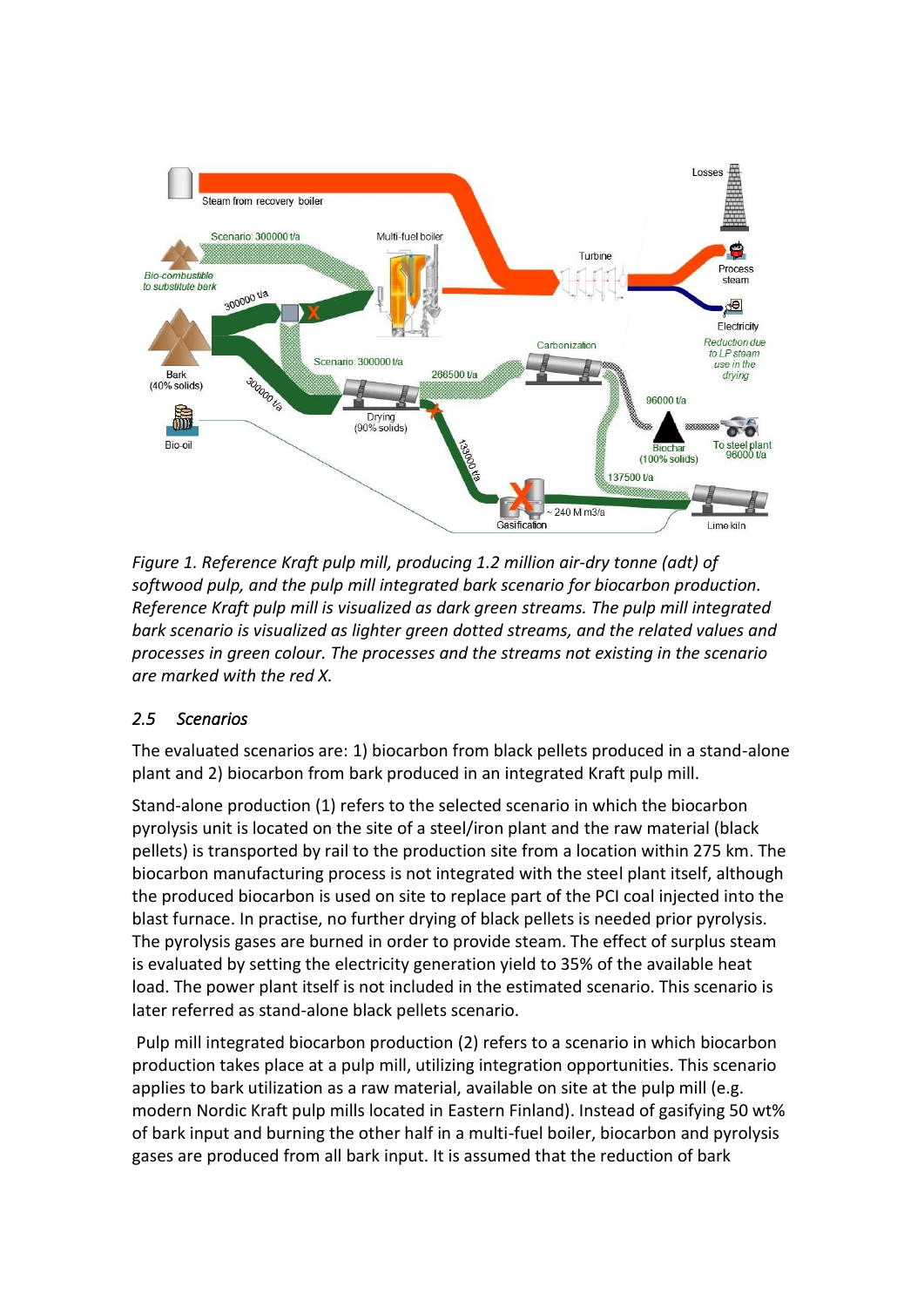*Figure 1. Reference Kraft pulp mill, producing 1.2 million air-dry tonne (adt) of softwood pulp, and the pulp mill integrated bark scenario for biocarbon production. Reference Kraft pulp mill is visualized as dark green streams. The pulp mill integrated bark scenario is visualized as lighter green dotted streams, and the related values and processes in green colour. The processes and the streams not existing in the scenario are marked with the red X.*

## *2.5 Scenarios*

The evaluated scenarios are: 1) biocarbon from black pellets produced in a stand-alone plant and 2) biocarbon from bark produced in an integrated Kraft pulp mill.

Stand-alone production (1) refers to the selected scenario in which the biocarbon pyrolysis unit is located on the site of a steel/iron plant and the raw material (black pellets) is transported by rail to the production site from a location within 275 km. The biocarbon manufacturing process is not integrated with the steel plant itself, although the produced biocarbon is used on site to replace part of the PCI coal injected into the blast furnace. In practise, no further drying of black pellets is needed prior pyrolysis. The pyrolysis gases are burned in order to provide steam. The effect of surplus steam is evaluated by setting the electricity generation yield to 35% of the available heat load. The power plant itself is not included in the estimated scenario. This scenario is later referred as stand-alone black pellets scenario.

Pulp mill integrated biocarbon production (2) refers to a scenario in which biocarbon production takes place at a pulp mill, utilizing integration opportunities. This scenario applies to bark utilization as a raw material, available on site at the pulp mill (e.g. modern Nordic Kraft pulp mills located in Eastern Finland). Instead of gasifying 50 wt% of bark input and burning the other half in a multi-fuel boiler, biocarbon and pyrolysis gases are produced from all bark input. It is assumed that the reduction of bark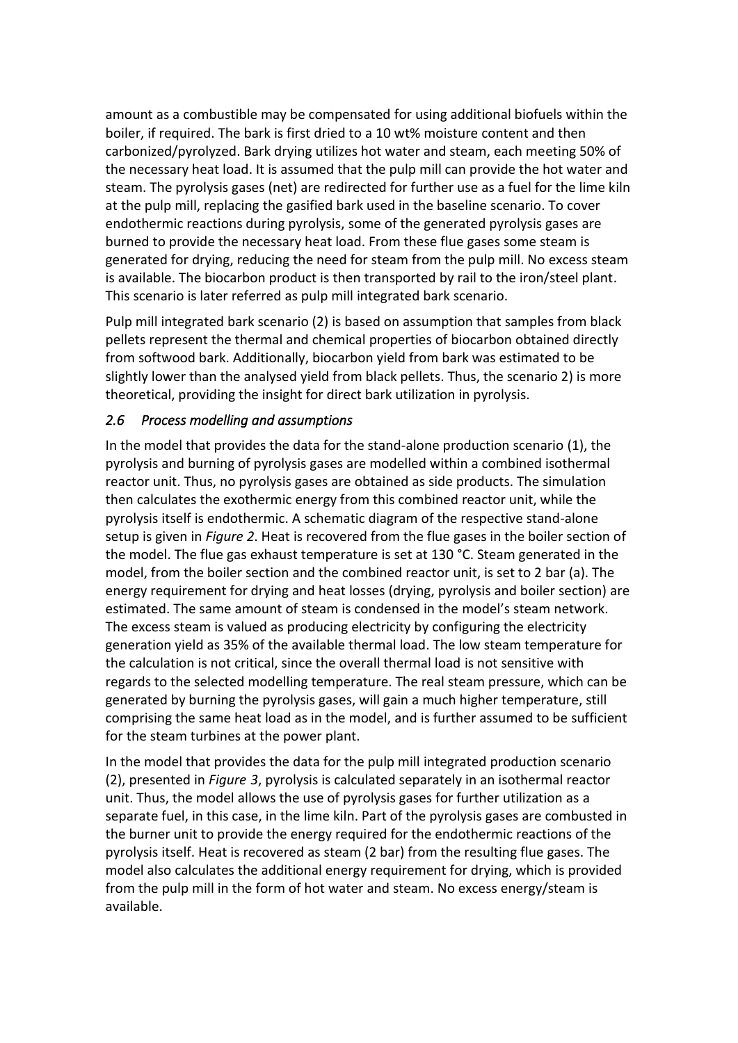amount as a combustible may be compensated for using additional biofuels within the boiler, if required. The bark is first dried to a 10 wt% moisture content and then carbonized/pyrolyzed. Bark drying utilizes hot water and steam, each meeting 50% of the necessary heat load. It is assumed that the pulp mill can provide the hot water and steam. The pyrolysis gases (net) are redirected for further use as a fuel for the lime kiln at the pulp mill, replacing the gasified bark used in the baseline scenario. To cover endothermic reactions during pyrolysis, some of the generated pyrolysis gases are burned to provide the necessary heat load. From these flue gases some steam is generated for drying, reducing the need for steam from the pulp mill. No excess steam is available. The biocarbon product is then transported by rail to the iron/steel plant. This scenario is later referred as pulp mill integrated bark scenario.

Pulp mill integrated bark scenario (2) is based on assumption that samples from black pellets represent the thermal and chemical properties of biocarbon obtained directly from softwood bark. Additionally, biocarbon yield from bark was estimated to be slightly lower than the analysed yield from black pellets. Thus, the scenario 2) is more theoretical, providing the insight for direct bark utilization in pyrolysis.

### *2.6 Process modelling and assumptions*

In the model that provides the data for the stand-alone production scenario (1), the pyrolysis and burning of pyrolysis gases are modelled within a combined isothermal reactor unit. Thus, no pyrolysis gases are obtained as side products. The simulation then calculates the exothermic energy from this combined reactor unit, while the pyrolysis itself is endothermic. A schematic diagram of the respective stand-alone setup is given in *Figure 2*. Heat is recovered from the flue gases in the boiler section of the model. The flue gas exhaust temperature is set at 130 °C. Steam generated in the model, from the boiler section and the combined reactor unit, is set to 2 bar (a). The energy requirement for drying and heat losses (drying, pyrolysis and boiler section) are estimated. The same amount of steam is condensed in the model's steam network. The excess steam is valued as producing electricity by configuring the electricity generation yield as 35% of the available thermal load. The low steam temperature for the calculation is not critical, since the overall thermal load is not sensitive with regards to the selected modelling temperature. The real steam pressure, which can be generated by burning the pyrolysis gases, will gain a much higher temperature, still comprising the same heat load as in the model, and is further assumed to be sufficient for the steam turbines at the power plant.

In the model that provides the data for the pulp mill integrated production scenario (2), presented in *Figure 3*, pyrolysis is calculated separately in an isothermal reactor unit. Thus, the model allows the use of pyrolysis gases for further utilization as a separate fuel, in this case, in the lime kiln. Part of the pyrolysis gases are combusted in the burner unit to provide the energy required for the endothermic reactions of the pyrolysis itself. Heat is recovered as steam (2 bar) from the resulting flue gases. The model also calculates the additional energy requirement for drying, which is provided from the pulp mill in the form of hot water and steam. No excess energy/steam is available.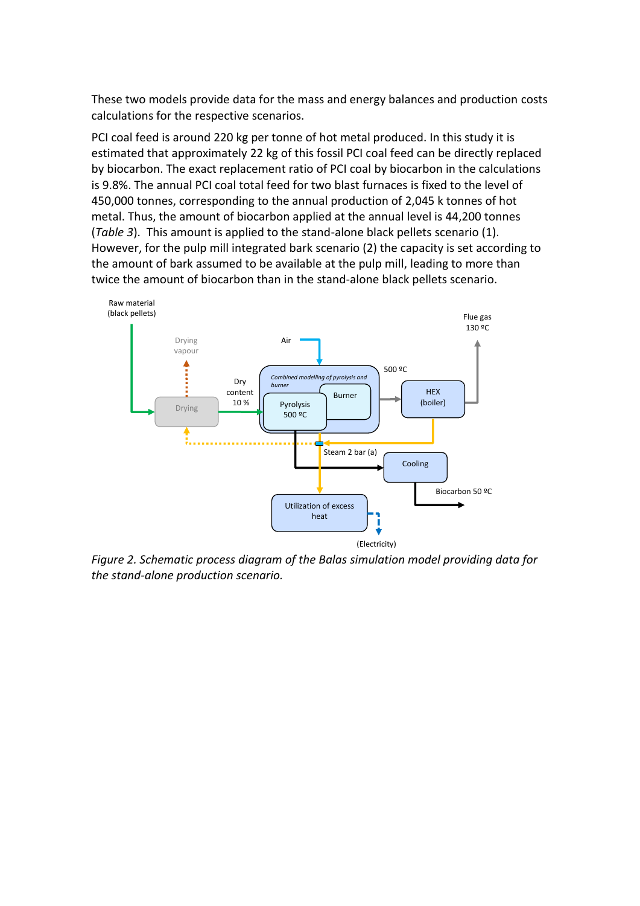These two models provide data for the mass and energy balances and production costs calculations for the respective scenarios.

PCI coal feed is around 220 kg per tonne of hot metal produced. In this study it is estimated that approximately 22 kg of this fossil PCI coal feed can be directly replaced by biocarbon. The exact replacement ratio of PCI coal by biocarbon in the calculations is 9.8%. The annual PCI coal total feed for two blast furnaces is fixed to the level of 450,000 tonnes, corresponding to the annual production of 2,045 k tonnes of hot metal. Thus, the amount of biocarbon applied at the annual level is 44,200 tonnes (*Table 3*). This amount is applied to the stand-alone black pellets scenario (1). However, for the pulp mill integrated bark scenario (2) the capacity is set according to the amount of bark assumed to be available at the pulp mill, leading to more than twice the amount of biocarbon than in the stand-alone black pellets scenario.

*Figure 2. Schematic process diagram of the Balas simulation model providing data for the stand-alone production scenario.*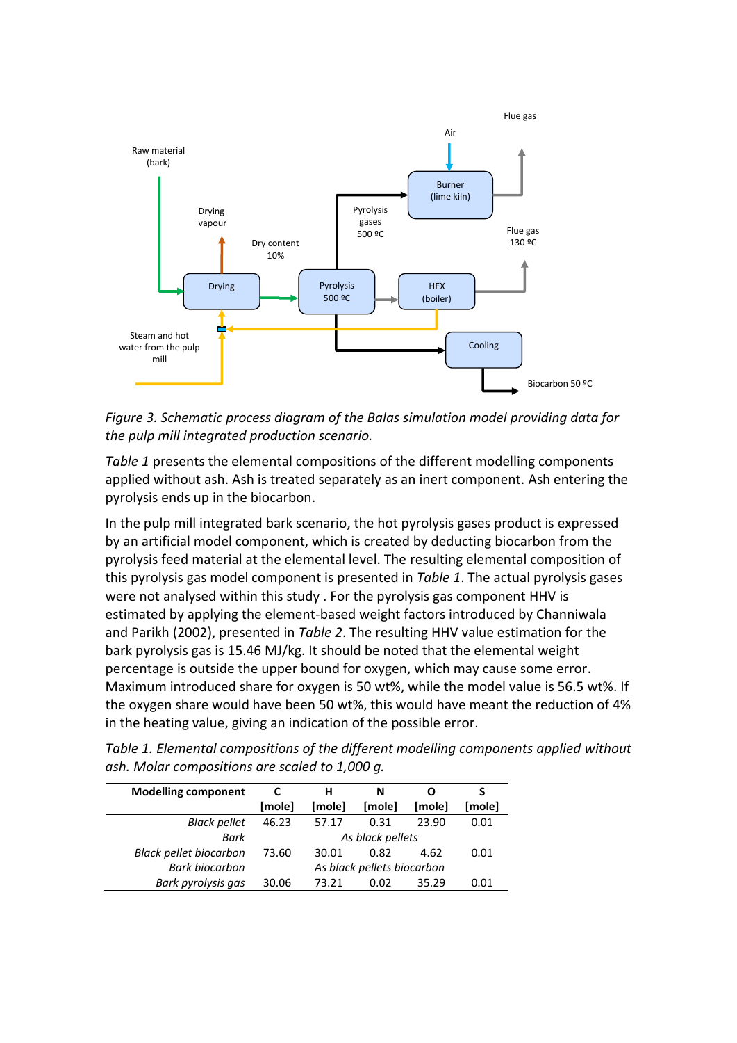*Figure 3. Schematic process diagram of the Balas simulation model providing data for the pulp mill integrated production scenario.*

*Table 1* presents the elemental compositions of the different modelling components applied without ash. Ash is treated separately as an inert component. Ash entering the pyrolysis ends up in the biocarbon.

In the pulp mill integrated bark scenario, the hot pyrolysis gases product is expressed by an artificial model component, which is created by deducting biocarbon from the pyrolysis feed material at the elemental level. The resulting elemental composition of this pyrolysis gas model component is presented in *Table 1*. The actual pyrolysis gases were not analysed within this study . For the pyrolysis gas component HHV is estimated by applying the element-based weight factors introduced by Channiwala and Parikh (2002), presented in *Table 2*. The resulting HHV value estimation for the bark pyrolysis gas is 15.46 MJ/kg. It should be noted that the elemental weight percentage is outside the upper bound for oxygen, which may cause some error. Maximum introduced share for oxygen is 50 wt%, while the model value is 56.5 wt%. If the oxygen share would have been 50 wt%, this would have meant the reduction of 4% in the heating value, giving an indication of the possible error.

*Table 1. Elemental compositions of the different modelling components applied without ash. Molar compositions are scaled to 1,000 g.*

| Modelling component | C [mole] | H [mole] | N [mole] | O [mole] | S [mole] |
|---|---|---|---|---|---|
| *Black pellet* | 46.23 | 57.17 | 0.31 | 23.90 | 0.01 |
| *Bark* | | | *As black pellets* | | |
| *Black pellet biocarbon* | 73.60 | 30.01 | 0.82 | 4.62 | 0.01 |
| *Bark biocarbon* | | | *As black pellets biocarbon* | | |
| *Bark pyrolysis gas* | 30.06 | 73.21 | 0.02 | 35.29 | 0.01 |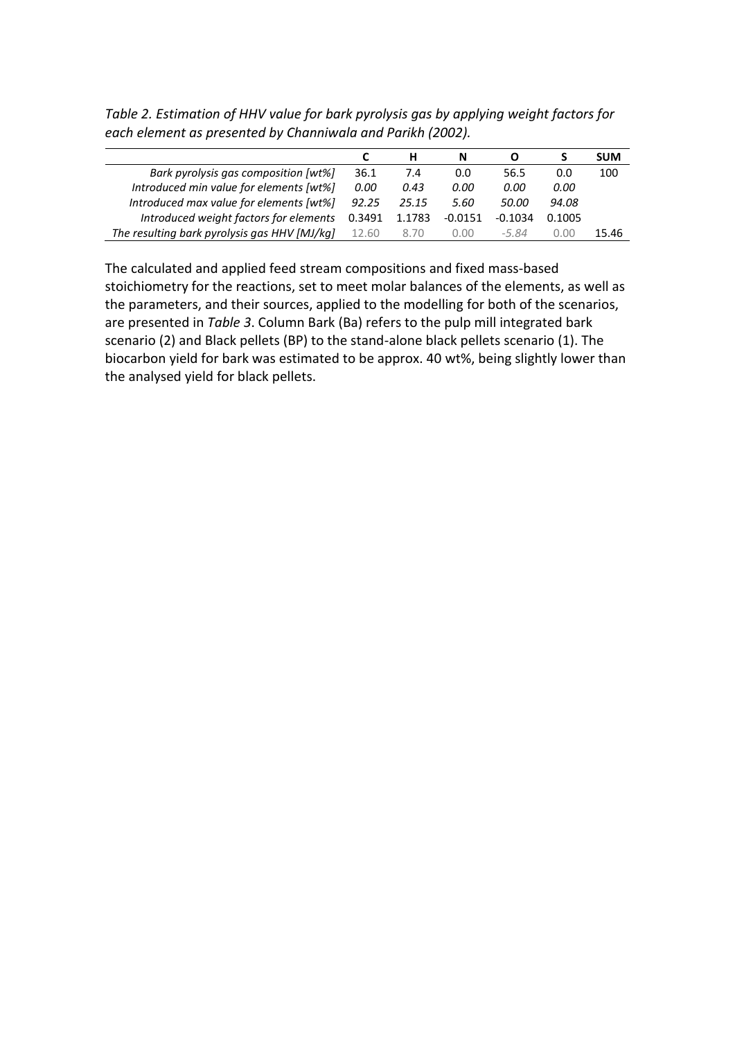*Table 2. Estimation of HHV value for bark pyrolysis gas by applying weight factors for each element as presented by Channiwala and Parikh (2002).*

| | **C** | **H** | **N** | **O** | **S** | **SUM** |
|---|---|---|---|---|---|---|
| *Bark pyrolysis gas composition [wt%]* | 36.1 | 7.4 | 0.0 | 56.5 | 0.0 | 100 |
| *Introduced min value for elements [wt%]* | *0.00* | *0.43* | *0.00* | *0.00* | *0.00* | |
| *Introduced max value for elements [wt%]* | *92.25* | *25.15* | *5.60* | *50.00* | *94.08* | |
| *Introduced weight factors for elements* | 0.3491 | 1.1783 | -0.0151 | -0.1034 | 0.1005 | |
| *The resulting bark pyrolysis gas HHV [MJ/kg]* | 12.60 | 8.70 | 0.00 | *-5.84* | 0.00 | 15.46 |

The calculated and applied feed stream compositions and fixed mass-based stoichiometry for the reactions, set to meet molar balances of the elements, as well as the parameters, and their sources, applied to the modelling for both of the scenarios, are presented in *Table 3*. Column Bark (Ba) refers to the pulp mill integrated bark scenario (2) and Black pellets (BP) to the stand-alone black pellets scenario (1). The biocarbon yield for bark was estimated to be approx. 40 wt%, being slightly lower than the analysed yield for black pellets.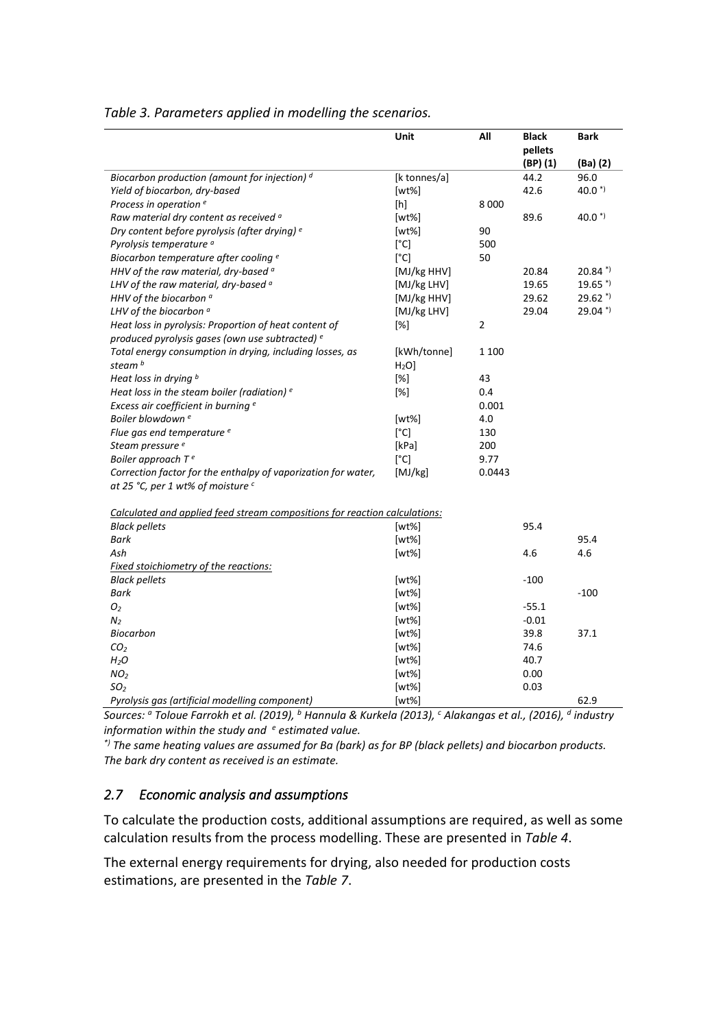*Table 3. Parameters applied in modelling the scenarios.*

| | Unit | All | Black pellets (BP) (1) | Bark (Ba) (2) |
|---|---|---|---|---|
| *Biocarbon production (amount for injection)* [d] | [k tonnes/a] | | 44.2 | 96.0 |
| *Yield of biocarbon, dry-based* | [wt%] | | 42.6 | 40.0 [*)] |
| *Process in operation* [e] | [h] | 8 000 | | |
| *Raw material dry content as received* [a] | [wt%] | | 89.6 | 40.0 [*)] |
| *Dry content before pyrolysis (after drying)* [e] | [wt%] | 90 | | |
| *Pyrolysis temperature* [a] | [°C] | 500 | | |
| *Biocarbon temperature after cooling* [e] | [°C] | 50 | | |
| *HHV of the raw material, dry-based* [a] | [MJ/kg HHV] | | 20.84 | 20.84 [*)] |
| *LHV of the raw material, dry-based* [a] | [MJ/kg LHV] | | 19.65 | 19.65 [*)] |
| *HHV of the biocarbon* [a] | [MJ/kg HHV] | | 29.62 | 29.62 [*)] |
| *LHV of the biocarbon* [a] | [MJ/kg LHV] | | 29.04 | 29.04 [*)] |
| *Heat loss in pyrolysis: Proportion of heat content of produced pyrolysis gases (own use subtracted)* [e] | [%] | 2 | | |
| *Total energy consumption in drying, including losses, as steam* [b] | [kWh/tonne] $H_2O$] | 1 100 | | |
| *Heat loss in drying* [b] | [%] | 43 | | |
| *Heat loss in the steam boiler (radiation)* [e] | [%] | 0.4 | | |
| *Excess air coefficient in burning* [e] | | 0.001 | | |
| *Boiler blowdown* [e] | [wt%] | 4.0 | | |
| *Flue gas end temperature* [e] | [°C] | 130 | | |
| *Steam pressure* [e] | [kPa] | 200 | | |
| *Boiler approach T* [e] | [°C] | 9.77 | | |
| *Correction factor for the enthalpy of vaporization for water, at 25 °C, per 1 wt% of moisture* [c] | [MJ/kg] | 0.0443 | | |
| <u>*Calculated and applied feed stream compositions for reaction calculations:*</u> | | | | |
| *Black pellets* | [wt%] | | 95.4 | |
| *Bark* | [wt%] | | | 95.4 |
| *Ash* | [wt%] | | 4.6 | 4.6 |
| <u>*Fixed stoichiometry of the reactions:*</u> | | | | |
| *Black pellets* | [wt%] | | -100 | |
| *Bark* | [wt%] | | | -100 |
| *$O_2$* | [wt%] | | -55.1 | |
| *$N_2$* | [wt%] | | -0.01 | |
| *Biocarbon* | [wt%] | | 39.8 | 37.1 |
| *$CO_2$* | [wt%] | | 74.6 | |
| *$H_2O$* | [wt%] | | 40.7 | |
| *$NO_2$* | [wt%] | | 0.00 | |
| *$SO_2$* | [wt%] | | 0.03 | |
| *Pyrolysis gas (artificial modelling component)* | [wt%] | | | 62.9 |

*Sources:* [a] *Toloue Farrokh et al. (2019),* [b] *Hannula & Kurkela (2013),* [c] *Alakangas et al., (2016),* [d] *industry information within the study and* [e] *estimated value.*

[*)] *The same heating values are assumed for Ba (bark) as for BP (black pellets) and biocarbon products. The bark dry content as received is an estimate.*

## *2.7 Economic analysis and assumptions*

To calculate the production costs, additional assumptions are required, as well as some calculation results from the process modelling. These are presented in *Table 4*.

The external energy requirements for drying, also needed for production costs estimations, are presented in the *Table 7*.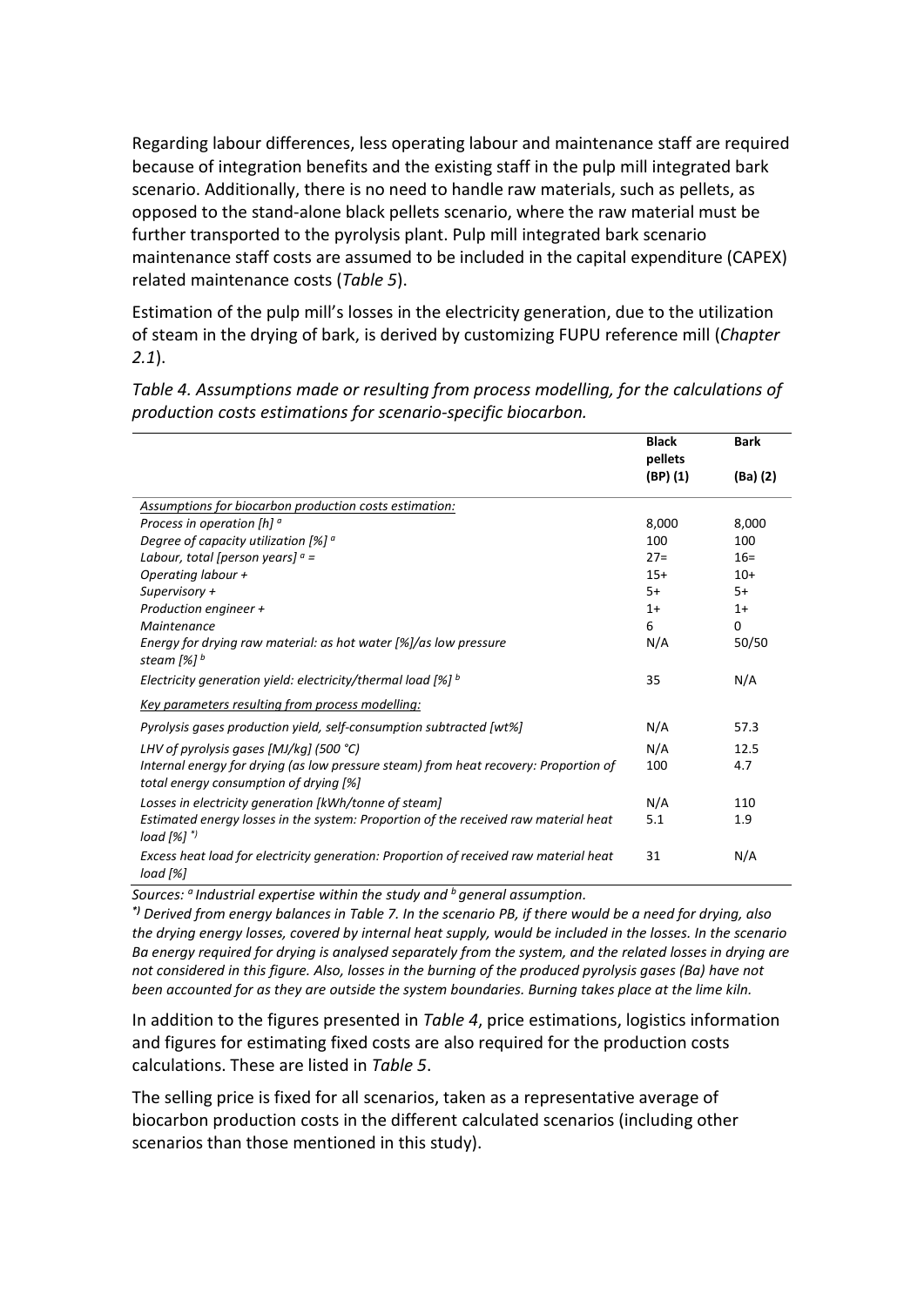Regarding labour differences, less operating labour and maintenance staff are required because of integration benefits and the existing staff in the pulp mill integrated bark scenario. Additionally, there is no need to handle raw materials, such as pellets, as opposed to the stand-alone black pellets scenario, where the raw material must be further transported to the pyrolysis plant. Pulp mill integrated bark scenario maintenance staff costs are assumed to be included in the capital expenditure (CAPEX) related maintenance costs (*Table 5*).

Estimation of the pulp mill's losses in the electricity generation, due to the utilization of steam in the drying of bark, is derived by customizing FUPU reference mill (*Chapter 2.1*).

*Table 4. Assumptions made or resulting from process modelling, for the calculations of production costs estimations for scenario-specific biocarbon.*

| | **Black pellets (BP) (1)** | **Bark (Ba) (2)** |
|---|---|---|
| *Assumptions for biocarbon production costs estimation:* | | |
| *Process in operation [h]* [a] | 8,000 | 8,000 |
| *Degree of capacity utilization [%]* [a] | 100 | 100 |
| *Labour, total [person years]* [a] *=* | 27= | 16= |
| *Operating labour +* | 15+ | 10+ |
| *Supervisory +* | 5+ | 5+ |
| *Production engineer +* | 1+ | 1+ |
| *Maintenance* | 6 | 0 |
| *Energy for drying raw material: as hot water [%]/as low pressure steam [%]* [b] | N/A | 50/50 |
| *Electricity generation yield: electricity/thermal load [%]* [b] | 35 | N/A |
| *Key parameters resulting from process modelling:* | | |
| *Pyrolysis gases production yield, self-consumption subtracted [wt%]* | N/A | 57.3 |
| *LHV of pyrolysis gases [MJ/kg] (500 °C)* | N/A | 12.5 |
| *Internal energy for drying (as low pressure steam) from heat recovery: Proportion of total energy consumption of drying [%]* | 100 | 4.7 |
| *Losses in electricity generation [kWh/tonne of steam]* | N/A | 110 |
| *Estimated energy losses in the system: Proportion of the received raw material heat load [%]* [*)] | 5.1 | 1.9 |
| *Excess heat load for electricity generation: Proportion of received raw material heat load [%]* | 31 | N/A |

*Sources:* [a] *Industrial expertise within the study and* [b] *general assumption.*

[*)] *Derived from energy balances in Table 7. In the scenario PB, if there would be a need for drying, also the drying energy losses, covered by internal heat supply, would be included in the losses. In the scenario Ba energy required for drying is analysed separately from the system, and the related losses in drying are not considered in this figure. Also, losses in the burning of the produced pyrolysis gases (Ba) have not been accounted for as they are outside the system boundaries. Burning takes place at the lime kiln.*

In addition to the figures presented in *Table 4*, price estimations, logistics information and figures for estimating fixed costs are also required for the production costs calculations. These are listed in *Table 5*.

The selling price is fixed for all scenarios, taken as a representative average of biocarbon production costs in the different calculated scenarios (including other scenarios than those mentioned in this study).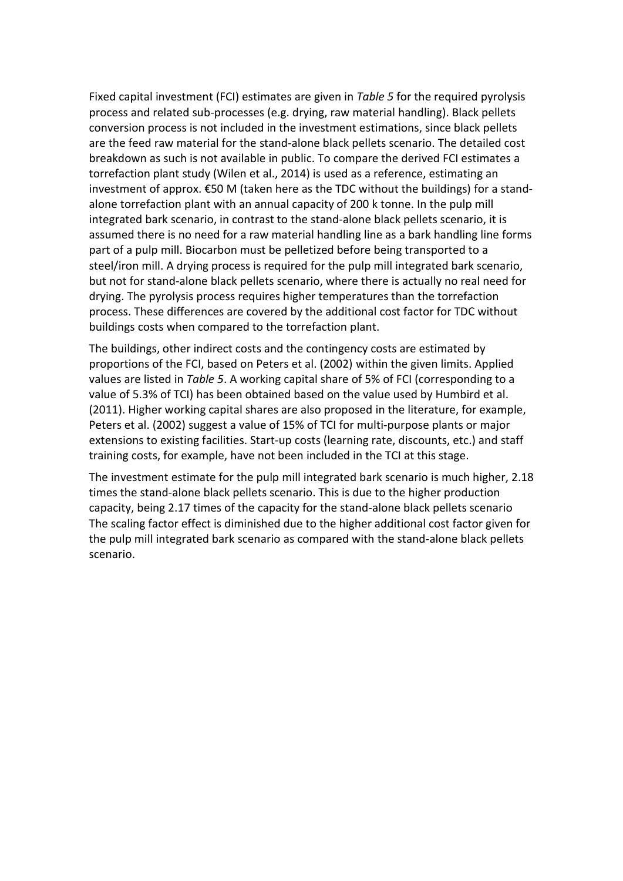Fixed capital investment (FCI) estimates are given in *Table 5* for the required pyrolysis process and related sub-processes (e.g. drying, raw material handling). Black pellets conversion process is not included in the investment estimations, since black pellets are the feed raw material for the stand-alone black pellets scenario. The detailed cost breakdown as such is not available in public. To compare the derived FCI estimates a torrefaction plant study (Wilen et al., 2014) is used as a reference, estimating an investment of approx. €50 M (taken here as the TDC without the buildings) for a stand-alone torrefaction plant with an annual capacity of 200 k tonne. In the pulp mill integrated bark scenario, in contrast to the stand-alone black pellets scenario, it is assumed there is no need for a raw material handling line as a bark handling line forms part of a pulp mill. Biocarbon must be pelletized before being transported to a steel/iron mill. A drying process is required for the pulp mill integrated bark scenario, but not for stand-alone black pellets scenario, where there is actually no real need for drying. The pyrolysis process requires higher temperatures than the torrefaction process. These differences are covered by the additional cost factor for TDC without buildings costs when compared to the torrefaction plant.

The buildings, other indirect costs and the contingency costs are estimated by proportions of the FCI, based on Peters et al. (2002) within the given limits. Applied values are listed in *Table 5*. A working capital share of 5% of FCI (corresponding to a value of 5.3% of TCI) has been obtained based on the value used by Humbird et al. (2011). Higher working capital shares are also proposed in the literature, for example, Peters et al. (2002) suggest a value of 15% of TCI for multi-purpose plants or major extensions to existing facilities. Start-up costs (learning rate, discounts, etc.) and staff training costs, for example, have not been included in the TCI at this stage.

The investment estimate for the pulp mill integrated bark scenario is much higher, 2.18 times the stand-alone black pellets scenario. This is due to the higher production capacity, being 2.17 times of the capacity for the stand-alone black pellets scenario The scaling factor effect is diminished due to the higher additional cost factor given for the pulp mill integrated bark scenario as compared with the stand-alone black pellets scenario.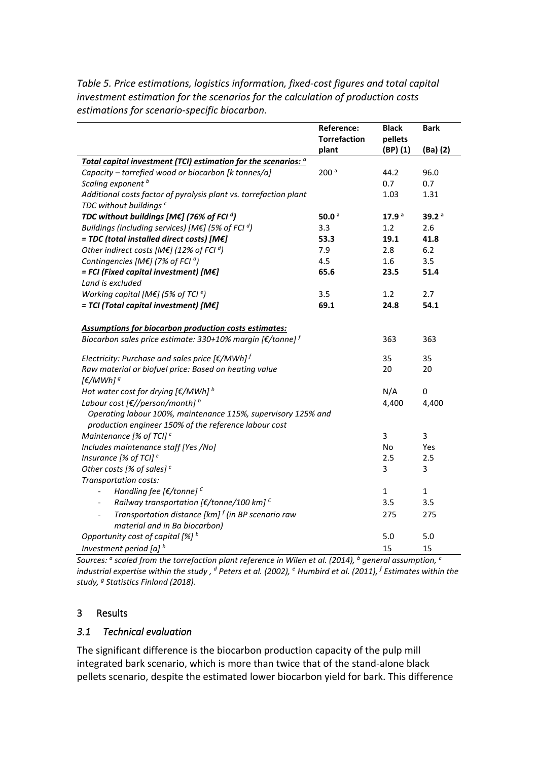*Table 5. Price estimations, logistics information, fixed-cost figures and total capital investment estimation for the scenarios for the calculation of production costs estimations for scenario-specific biocarbon.*

| | Reference: Torrefaction plant | Black pellets (BP) (1) | Bark (Ba) (2) |
|---|---|---|---|
| ***Total capital investment (TCI) estimation for the scenarios:*** [a] | | | |
| *Capacity – torrefied wood or biocarbon [k tonnes/a]* | 200 [a] | 44.2 | 96.0 |
| *Scaling exponent* [b] | | 0.7 | 0.7 |
| *Additional costs factor of pyrolysis plant vs. torrefaction plant TDC without buildings* [c] | | 1.03 | 1.31 |
| ***TDC without buildings [M€] (76% of FCI*** [d]***)*** | **50.0** [a] | **17.9** [a] | **39.2** [a] |
| *Buildings (including services) [M€] (5% of FCI* [d]*)* | 3.3 | 1.2 | 2.6 |
| ***= TDC (total installed direct costs) [M€]*** | **53.3** | **19.1** | **41.8** |
| *Other indirect costs [M€] (12% of FCI* [d]*)* | 7.9 | 2.8 | 6.2 |
| *Contingencies [M€] (7% of FCI* [d]*)* | 4.5 | 1.6 | 3.5 |
| ***= FCI (Fixed capital investment) [M€]*** | **65.6** | **23.5** | **51.4** |
| *Land is excluded* | | | |
| *Working capital [M€] (5% of TCI* [e]*)* | 3.5 | 1.2 | 2.7 |
| ***= TCI (Total capital investment) [M€]*** | **69.1** | **24.8** | **54.1** |
| ***Assumptions for biocarbon production costs estimates:*** | | | |
| *Biocarbon sales price estimate: 330+10% margin [€/tonne]* [f] | | 363 | 363 |
| *Electricity: Purchase and sales price [€/MWh]* [f] | | 35 | 35 |
| *Raw material or biofuel price: Based on heating value [€/MWh]* [g] | | 20 | 20 |
| *Hot water cost for drying [€/MWh]* [b] | | N/A | 0 |
| *Labour cost [€//person/month]* [b] | | 4,400 | 4,400 |
| *Operating labour 100%, maintenance 115%, supervisory 125% and production engineer 150% of the reference labour cost* | | | |
| *Maintenance [% of TCI]* [c] | | 3 | 3 |
| *Includes maintenance staff [Yes /No]* | | No | Yes |
| *Insurance [% of TCI]* [c] | | 2.5 | 2.5 |
| *Other costs [% of sales]* [c] | | 3 | 3 |
| *Transportation costs:* | | | |
| - *Handling fee [€/tonne]* [C] | | 1 | 1 |
| - *Railway transportation [€/tonne/100 km]* [C] | | 3.5 | 3.5 |
| - *Transportation distance [km]* [f] *(in BP scenario raw material and in Ba biocarbon)* | | 275 | 275 |
| *Opportunity cost of capital [%]* [b] | | 5.0 | 5.0 |
| *Investment period [a]* [b] | | 15 | 15 |

*Sources:* [a] *scaled from the torrefaction plant reference in Wilen et al. (2014),* [b] *general assumption,* [c] *industrial expertise within the study ,* [d] *Peters et al. (2002),* [e] *Humbird et al. (2011),* [f] *Estimates within the study,* [g] *Statistics Finland (2018).*

## 3 Results

### *3.1 Technical evaluation*

The significant difference is the biocarbon production capacity of the pulp mill integrated bark scenario, which is more than twice that of the stand-alone black pellets scenario, despite the estimated lower biocarbon yield for bark. This difference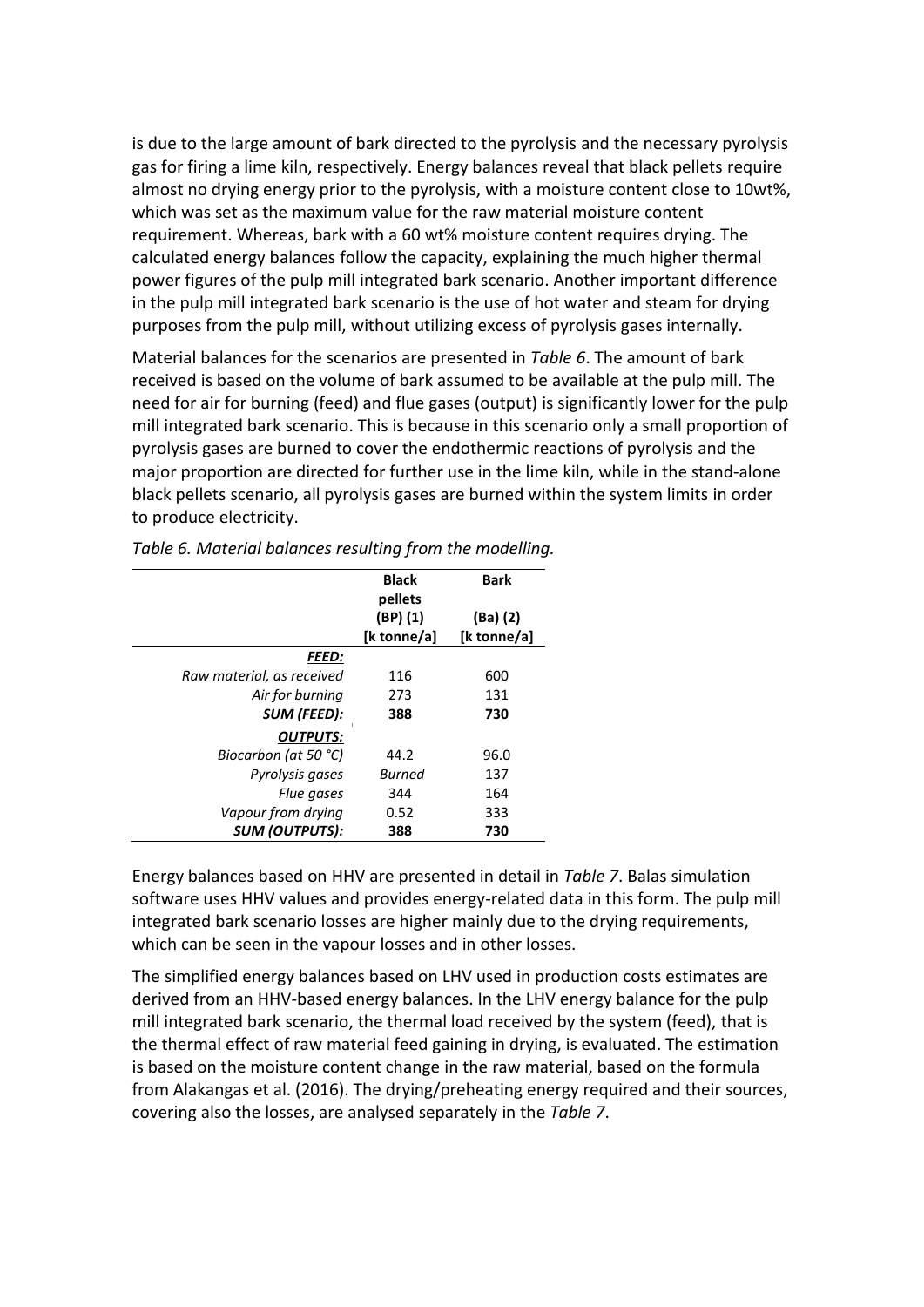is due to the large amount of bark directed to the pyrolysis and the necessary pyrolysis gas for firing a lime kiln, respectively. Energy balances reveal that black pellets require almost no drying energy prior to the pyrolysis, with a moisture content close to 10wt%, which was set as the maximum value for the raw material moisture content requirement. Whereas, bark with a 60 wt% moisture content requires drying. The calculated energy balances follow the capacity, explaining the much higher thermal power figures of the pulp mill integrated bark scenario. Another important difference in the pulp mill integrated bark scenario is the use of hot water and steam for drying purposes from the pulp mill, without utilizing excess of pyrolysis gases internally.

Material balances for the scenarios are presented in *Table 6*. The amount of bark received is based on the volume of bark assumed to be available at the pulp mill. The need for air for burning (feed) and flue gases (output) is significantly lower for the pulp mill integrated bark scenario. This is because in this scenario only a small proportion of pyrolysis gases are burned to cover the endothermic reactions of pyrolysis and the major proportion are directed for further use in the lime kiln, while in the stand-alone black pellets scenario, all pyrolysis gases are burned within the system limits in order to produce electricity.

*Table 6. Material balances resulting from the modelling.*

| | Black pellets (BP) (1) [k tonne/a] | Bark (Ba) (2) [k tonne/a] |
|---|---|---|
| ***FEED:*** | | |
| *Raw material, as received* | 116 | 600 |
| *Air for burning* | 273 | 131 |
| ***SUM (FEED):*** | **388** | **730** |
| ***OUTPUTS:*** | | |
| *Biocarbon (at 50 °C)* | 44.2 | 96.0 |
| *Pyrolysis gases* | *Burned* | 137 |
| *Flue gases* | 344 | 164 |
| *Vapour from drying* | 0.52 | 333 |
| ***SUM (OUTPUTS):*** | **388** | **730** |

Energy balances based on HHV are presented in detail in *Table 7*. Balas simulation software uses HHV values and provides energy-related data in this form. The pulp mill integrated bark scenario losses are higher mainly due to the drying requirements, which can be seen in the vapour losses and in other losses.

The simplified energy balances based on LHV used in production costs estimates are derived from an HHV-based energy balances. In the LHV energy balance for the pulp mill integrated bark scenario, the thermal load received by the system (feed), that is the thermal effect of raw material feed gaining in drying, is evaluated. The estimation is based on the moisture content change in the raw material, based on the formula from Alakangas et al. (2016). The drying/preheating energy required and their sources, covering also the losses, are analysed separately in the *Table 7*.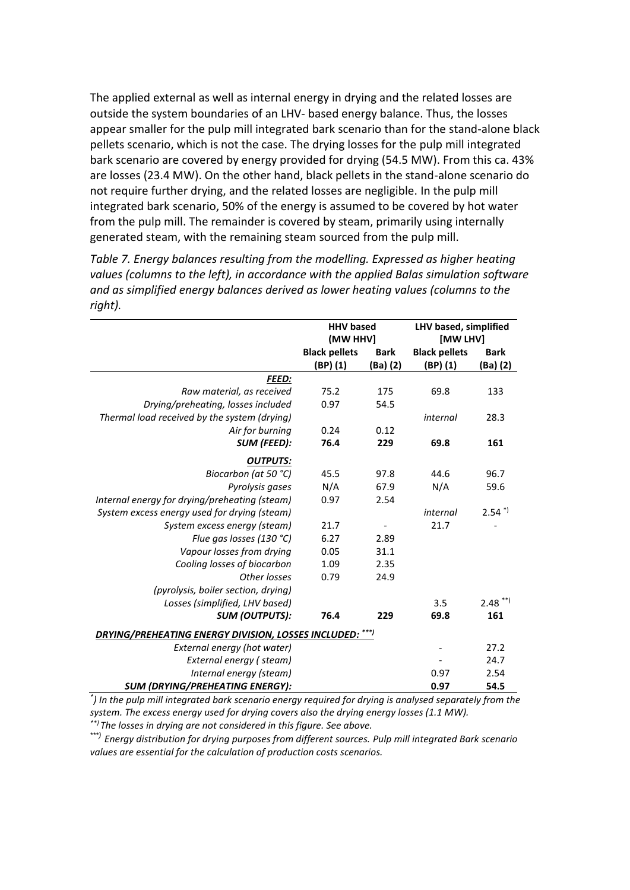The applied external as well as internal energy in drying and the related losses are outside the system boundaries of an LHV- based energy balance. Thus, the losses appear smaller for the pulp mill integrated bark scenario than for the stand-alone black pellets scenario, which is not the case. The drying losses for the pulp mill integrated bark scenario are covered by energy provided for drying (54.5 MW). From this ca. 43% are losses (23.4 MW). On the other hand, black pellets in the stand-alone scenario do not require further drying, and the related losses are negligible. In the pulp mill integrated bark scenario, 50% of the energy is assumed to be covered by hot water from the pulp mill. The remainder is covered by steam, primarily using internally generated steam, with the remaining steam sourced from the pulp mill.

*Table 7. Energy balances resulting from the modelling. Expressed as higher heating values (columns to the left), in accordance with the applied Balas simulation software and as simplified energy balances derived as lower heating values (columns to the right).*

| | **HHV based (MW HHV)** | | **LHV based, simplified [MW LHV]** | |
|---|---|---|---|---|
| | **Black pellets (BP) (1)** | **Bark (Ba) (2)** | **Black pellets (BP) (1)** | **Bark (Ba) (2)** |
| ***FEED:*** | | | | |
| *Raw material, as received* | 75.2 | 175 | 69.8 | 133 |
| *Drying/preheating, losses included* | 0.97 | 54.5 | | |
| *Thermal load received by the system (drying)* | | | *internal* | 28.3 |
| *Air for burning* | 0.24 | 0.12 | | |
| ***SUM (FEED):*** | **76.4** | **229** | **69.8** | **161** |
| ***OUTPUTS:*** | | | | |
| *Biocarbon (at 50 °C)* | 45.5 | 97.8 | 44.6 | 96.7 |
| *Pyrolysis gases* | N/A | 67.9 | N/A | 59.6 |
| *Internal energy for drying/preheating (steam)* | 0.97 | 2.54 | | |
| *System excess energy used for drying (steam)* | | | *internal* | 2.54 *) |
| *System excess energy (steam)* | 21.7 | - | 21.7 | - |
| *Flue gas losses (130 °C)* | 6.27 | 2.89 | | |
| *Vapour losses from drying* | 0.05 | 31.1 | | |
| *Cooling losses of biocarbon* | 1.09 | 2.35 | | |
| *Other losses (pyrolysis, boiler section, drying)* | 0.79 | 24.9 | | |
| *Losses (simplified, LHV based)* | | | 3.5 | 2.48 **) |
| ***SUM (OUTPUTS):*** | **76.4** | **229** | **69.8** | **161** |
| ***DRYING/PREHEATING ENERGY DIVISION, LOSSES INCLUDED: ****)*** | | | | |
| *External energy (hot water)* | | | - | 27.2 |
| *External energy ( steam)* | | | - | 24.7 |
| *Internal energy (steam)* | | | 0.97 | 2.54 |
| ***SUM (DRYING/PREHEATING ENERGY):*** | | | **0.97** | **54.5** |

*) *In the pulp mill integrated bark scenario energy required for drying is analysed separately from the system. The excess energy used for drying covers also the drying energy losses (1.1 MW).*

**) *The losses in drying are not considered in this figure. See above.*

***) *Energy distribution for drying purposes from different sources. Pulp mill integrated Bark scenario values are essential for the calculation of production costs scenarios.*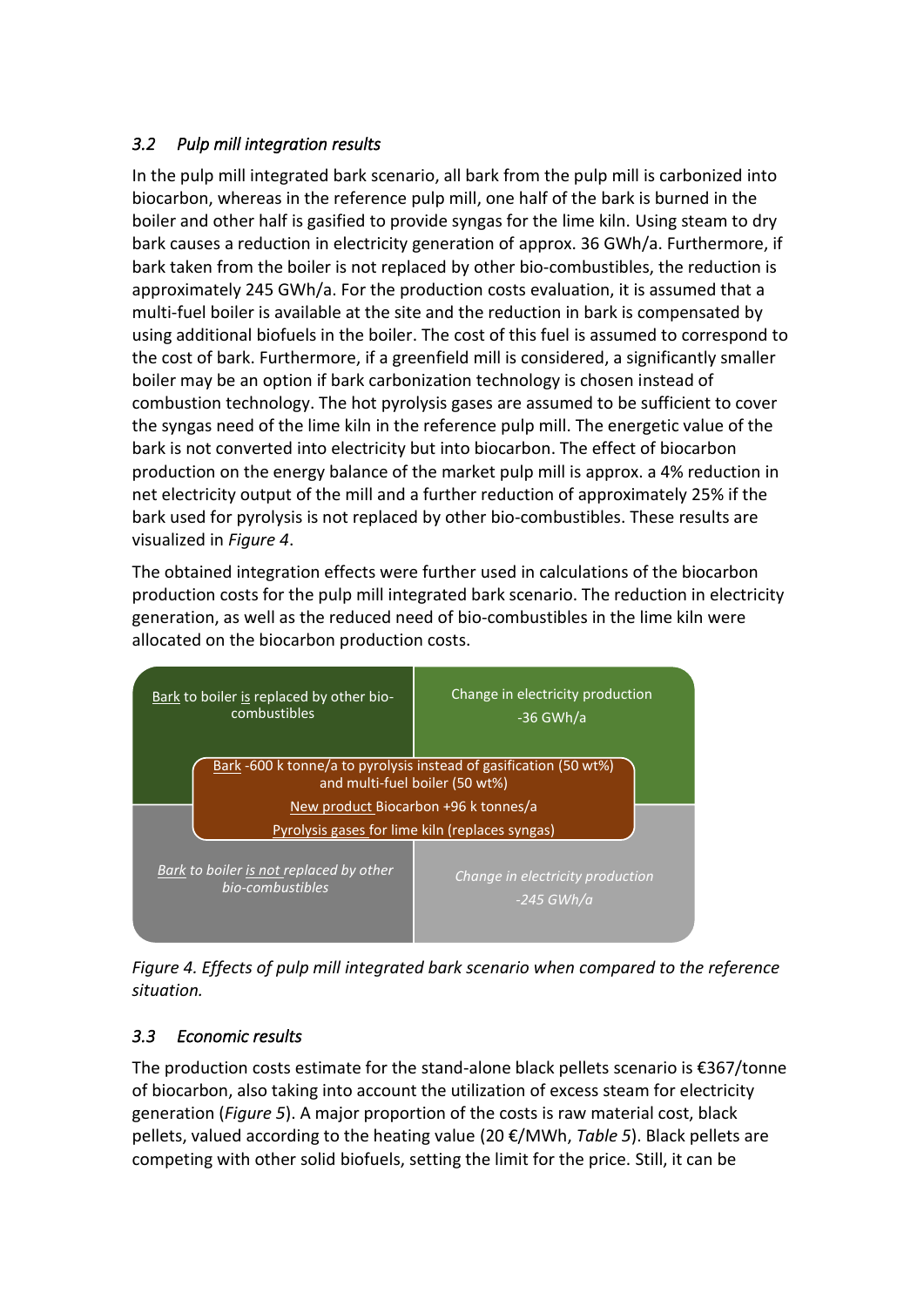### *3.2 Pulp mill integration results*

In the pulp mill integrated bark scenario, all bark from the pulp mill is carbonized into biocarbon, whereas in the reference pulp mill, one half of the bark is burned in the boiler and other half is gasified to provide syngas for the lime kiln. Using steam to dry bark causes a reduction in electricity generation of approx. 36 GWh/a. Furthermore, if bark taken from the boiler is not replaced by other bio-combustibles, the reduction is approximately 245 GWh/a. For the production costs evaluation, it is assumed that a multi-fuel boiler is available at the site and the reduction in bark is compensated by using additional biofuels in the boiler. The cost of this fuel is assumed to correspond to the cost of bark. Furthermore, if a greenfield mill is considered, a significantly smaller boiler may be an option if bark carbonization technology is chosen instead of combustion technology. The hot pyrolysis gases are assumed to be sufficient to cover the syngas need of the lime kiln in the reference pulp mill. The energetic value of the bark is not converted into electricity but into biocarbon. The effect of biocarbon production on the energy balance of the market pulp mill is approx. a 4% reduction in net electricity output of the mill and a further reduction of approximately 25% if the bark used for pyrolysis is not replaced by other bio-combustibles. These results are visualized in *Figure 4*.

The obtained integration effects were further used in calculations of the biocarbon production costs for the pulp mill integrated bark scenario. The reduction in electricity generation, as well as the reduced need of bio-combustibles in the lime kiln were allocated on the biocarbon production costs.

| Bark to boiler is replaced by other bio-combustibles | Change in electricity production -36 GWh/a |
|---|---|
| Bark -600 k tonne/a to pyrolysis instead of gasification (50 wt%) and multi-fuel boiler (50 wt%)<br>New product Biocarbon +96 k tonnes/a<br>Pyrolysis gases for lime kiln (replaces syngas) | |
| *Bark to boiler is not replaced by other bio-combustibles* | *Change in electricity production -245 GWh/a* |

*Figure 4. Effects of pulp mill integrated bark scenario when compared to the reference situation.*

### *3.3 Economic results*

The production costs estimate for the stand-alone black pellets scenario is €367/tonne of biocarbon, also taking into account the utilization of excess steam for electricity generation (*Figure 5*). A major proportion of the costs is raw material cost, black pellets, valued according to the heating value (20 €/MWh, *Table 5*). Black pellets are competing with other solid biofuels, setting the limit for the price. Still, it can be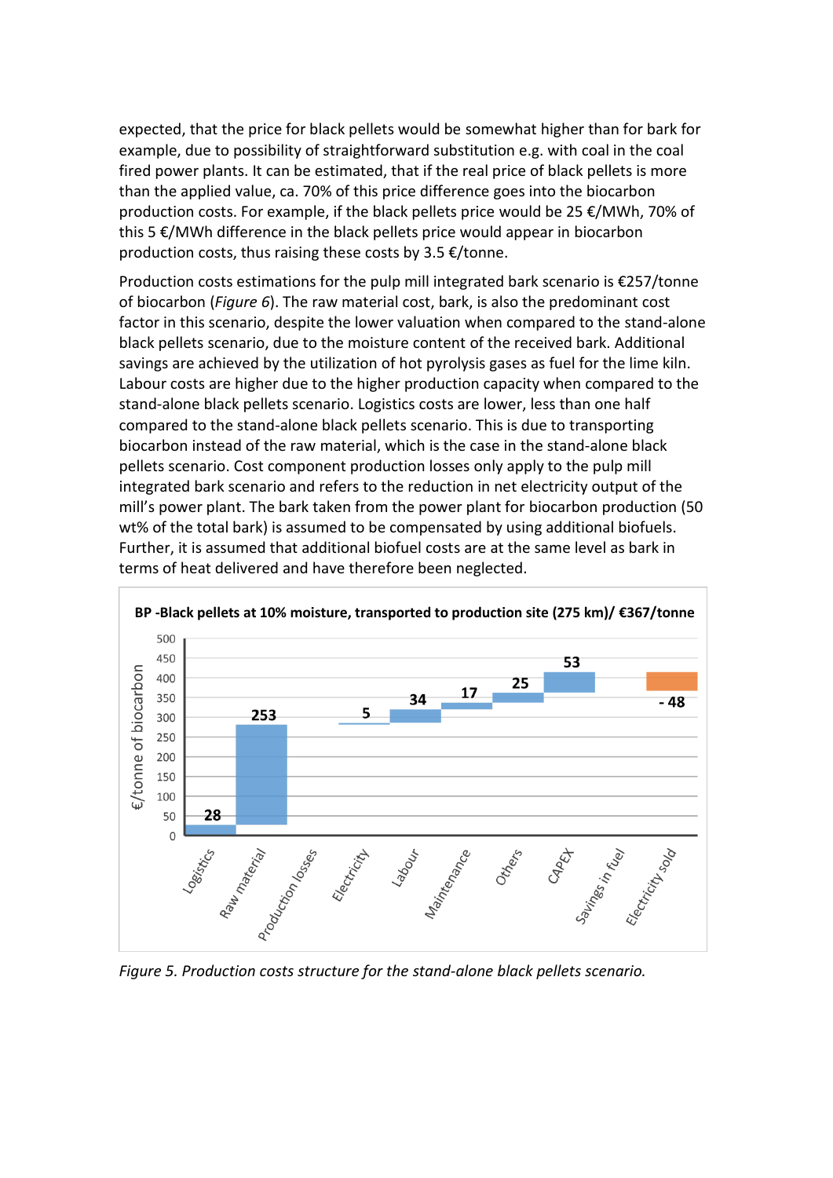expected, that the price for black pellets would be somewhat higher than for bark for example, due to possibility of straightforward substitution e.g. with coal in the coal fired power plants. It can be estimated, that if the real price of black pellets is more than the applied value, ca. 70% of this price difference goes into the biocarbon production costs. For example, if the black pellets price would be 25 €/MWh, 70% of this 5 €/MWh difference in the black pellets price would appear in biocarbon production costs, thus raising these costs by 3.5 €/tonne.

Production costs estimations for the pulp mill integrated bark scenario is €257/tonne of biocarbon (*Figure 6*). The raw material cost, bark, is also the predominant cost factor in this scenario, despite the lower valuation when compared to the stand-alone black pellets scenario, due to the moisture content of the received bark. Additional savings are achieved by the utilization of hot pyrolysis gases as fuel for the lime kiln. Labour costs are higher due to the higher production capacity when compared to the stand-alone black pellets scenario. Logistics costs are lower, less than one half compared to the stand-alone black pellets scenario. This is due to transporting biocarbon instead of the raw material, which is the case in the stand-alone black pellets scenario. Cost component production losses only apply to the pulp mill integrated bark scenario and refers to the reduction in net electricity output of the mill's power plant. The bark taken from the power plant for biocarbon production (50 wt% of the total bark) is assumed to be compensated by using additional biofuels. Further, it is assumed that additional biofuel costs are at the same level as bark in terms of heat delivered and have therefore been neglected.

**BP -Black pellets at 10% moisture, transported to production site (275 km)/ €367/tonne**

| Cost component | €/tonne of biocarbon |
|---|---|
| Logistics | 28 |
| Raw material | 253 |
| Production losses | |
| Electricity | 5 |
| Labour | 34 |
| Maintenance | 17 |
| Others | 25 |
| CAPEX | 53 |
| Savings in fuel | |
| Electricity sold | - 48 |

*Figure 5. Production costs structure for the stand-alone black pellets scenario.*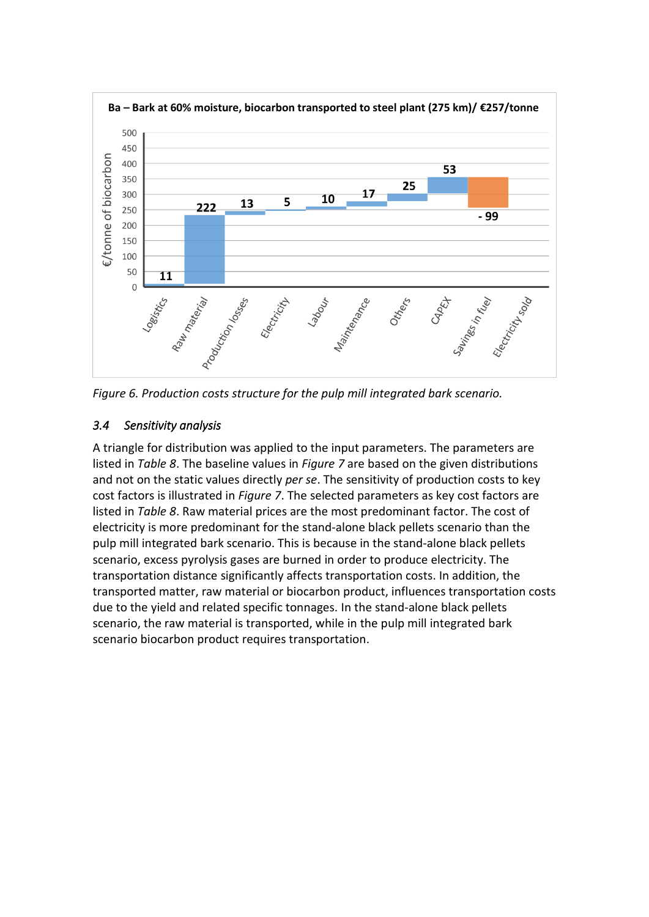Ba – Bark at 60% moisture, biocarbon transported to steel plant (275 km)/ €257/tonne

| | Logistics | Raw material | Production losses | Electricity | Labour | Maintenance | Others | CAPEX | Savings in fuel | Electricity sold |
|---|---|---|---|---|---|---|---|---|---|---|
| €/tonne of biocarbon | 11 | 222 | 13 | 5 | 10 | 17 | 25 | 53 | - 99 | |

*Figure 6. Production costs structure for the pulp mill integrated bark scenario.*

### *3.4 Sensitivity analysis*

A triangle for distribution was applied to the input parameters. The parameters are listed in *Table 8*. The baseline values in *Figure 7* are based on the given distributions and not on the static values directly *per se*. The sensitivity of production costs to key cost factors is illustrated in *Figure 7*. The selected parameters as key cost factors are listed in *Table 8*. Raw material prices are the most predominant factor. The cost of electricity is more predominant for the stand-alone black pellets scenario than the pulp mill integrated bark scenario. This is because in the stand-alone black pellets scenario, excess pyrolysis gases are burned in order to produce electricity. The transportation distance significantly affects transportation costs. In addition, the transported matter, raw material or biocarbon product, influences transportation costs due to the yield and related specific tonnages. In the stand-alone black pellets scenario, the raw material is transported, while in the pulp mill integrated bark scenario biocarbon product requires transportation.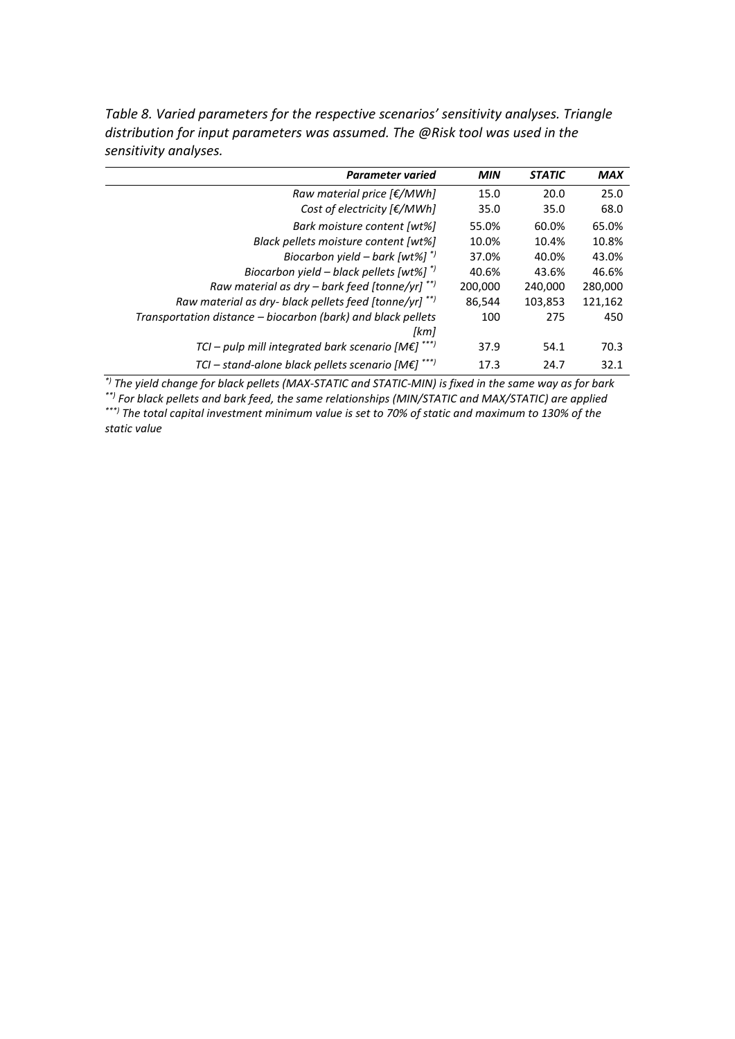*Table 8. Varied parameters for the respective scenarios' sensitivity analyses. Triangle distribution for input parameters was assumed. The @Risk tool was used in the sensitivity analyses.*

| *Parameter varied* | *MIN* | *STATIC* | *MAX* |
|---|---|---|---|
| *Raw material price [€/MWh]* | 15.0 | 20.0 | 25.0 |
| *Cost of electricity [€/MWh]* | 35.0 | 35.0 | 68.0 |
| *Bark moisture content [wt%]* | 55.0% | 60.0% | 65.0% |
| *Black pellets moisture content [wt%]* | 10.0% | 10.4% | 10.8% |
| *Biocarbon yield – bark [wt%]* *) | 37.0% | 40.0% | 43.0% |
| *Biocarbon yield – black pellets [wt%]* *) | 40.6% | 43.6% | 46.6% |
| *Raw material as dry – bark feed [tonne/yr]* **) | 200,000 | 240,000 | 280,000 |
| *Raw material as dry- black pellets feed [tonne/yr]* **) | 86,544 | 103,853 | 121,162 |
| *Transportation distance – biocarbon (bark) and black pellets [km]* | 100 | 275 | 450 |
| *TCI – pulp mill integrated bark scenario [M€]* ***) | 37.9 | 54.1 | 70.3 |
| *TCI – stand-alone black pellets scenario [M€]* ***) | 17.3 | 24.7 | 32.1 |

*\*) The yield change for black pellets (MAX-STATIC and STATIC-MIN) is fixed in the same way as for bark*
*\*\*) For black pellets and bark feed, the same relationships (MIN/STATIC and MAX/STATIC) are applied*
*\*\*\*) The total capital investment minimum value is set to 70% of static and maximum to 130% of the static value*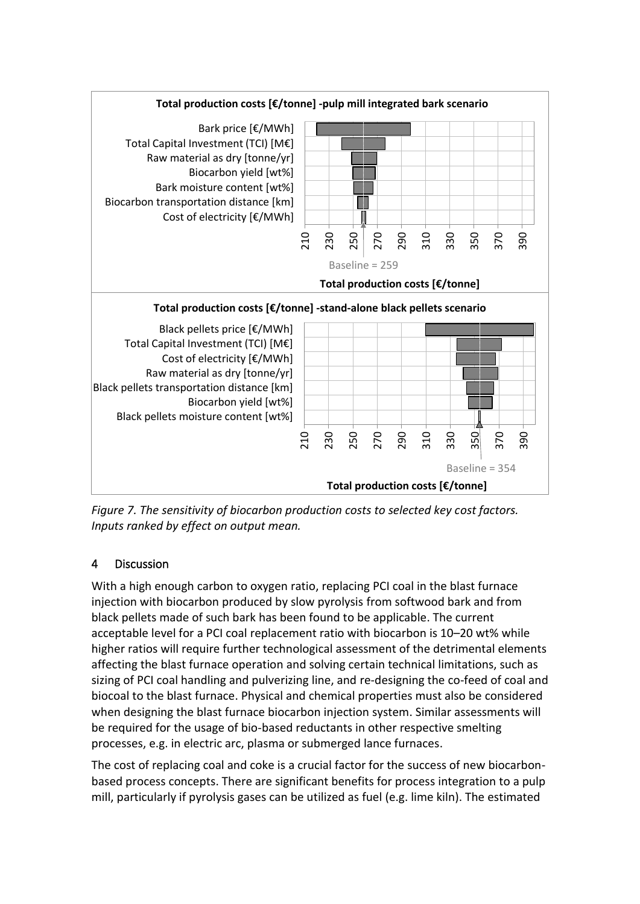Figure 7. The sensitivity of biocarbon production costs to selected key cost factors. Inputs ranked by effect on output mean.

## 4 Discussion

With a high enough carbon to oxygen ratio, replacing PCI coal in the blast furnace injection with biocarbon produced by slow pyrolysis from softwood bark and from black pellets made of such bark has been found to be applicable. The current acceptable level for a PCI coal replacement ratio with biocarbon is 10–20 wt% while higher ratios will require further technological assessment of the detrimental elements affecting the blast furnace operation and solving certain technical limitations, such as sizing of PCI coal handling and pulverizing line, and re-designing the co-feed of coal and biocoal to the blast furnace. Physical and chemical properties must also be considered when designing the blast furnace biocarbon injection system. Similar assessments will be required for the usage of bio-based reductants in other respective smelting processes, e.g. in electric arc, plasma or submerged lance furnaces.

The cost of replacing coal and coke is a crucial factor for the success of new biocarbon-based process concepts. There are significant benefits for process integration to a pulp mill, particularly if pyrolysis gases can be utilized as fuel (e.g. lime kiln). The estimated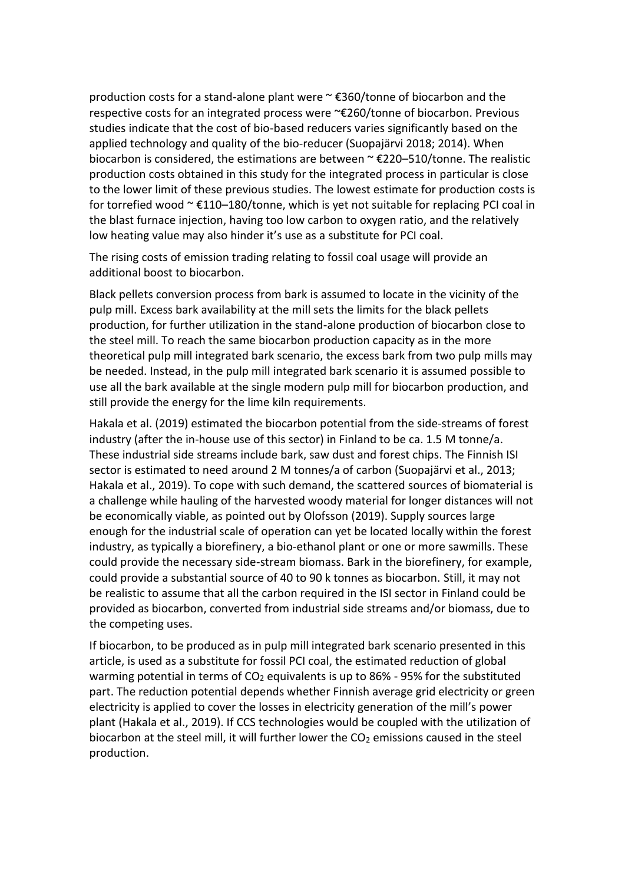production costs for a stand-alone plant were ~ €360/tonne of biocarbon and the respective costs for an integrated process were ~€260/tonne of biocarbon. Previous studies indicate that the cost of bio-based reducers varies significantly based on the applied technology and quality of the bio-reducer (Suopajärvi 2018; 2014). When biocarbon is considered, the estimations are between ~ €220–510/tonne. The realistic production costs obtained in this study for the integrated process in particular is close to the lower limit of these previous studies. The lowest estimate for production costs is for torrefied wood ~ €110–180/tonne, which is yet not suitable for replacing PCI coal in the blast furnace injection, having too low carbon to oxygen ratio, and the relatively low heating value may also hinder it's use as a substitute for PCI coal.

The rising costs of emission trading relating to fossil coal usage will provide an additional boost to biocarbon.

Black pellets conversion process from bark is assumed to locate in the vicinity of the pulp mill. Excess bark availability at the mill sets the limits for the black pellets production, for further utilization in the stand-alone production of biocarbon close to the steel mill. To reach the same biocarbon production capacity as in the more theoretical pulp mill integrated bark scenario, the excess bark from two pulp mills may be needed. Instead, in the pulp mill integrated bark scenario it is assumed possible to use all the bark available at the single modern pulp mill for biocarbon production, and still provide the energy for the lime kiln requirements.

Hakala et al. (2019) estimated the biocarbon potential from the side-streams of forest industry (after the in-house use of this sector) in Finland to be ca. 1.5 M tonne/a. These industrial side streams include bark, saw dust and forest chips. The Finnish ISI sector is estimated to need around 2 M tonnes/a of carbon (Suopajärvi et al., 2013; Hakala et al., 2019). To cope with such demand, the scattered sources of biomaterial is a challenge while hauling of the harvested woody material for longer distances will not be economically viable, as pointed out by Olofsson (2019). Supply sources large enough for the industrial scale of operation can yet be located locally within the forest industry, as typically a biorefinery, a bio-ethanol plant or one or more sawmills. These could provide the necessary side-stream biomass. Bark in the biorefinery, for example, could provide a substantial source of 40 to 90 k tonnes as biocarbon. Still, it may not be realistic to assume that all the carbon required in the ISI sector in Finland could be provided as biocarbon, converted from industrial side streams and/or biomass, due to the competing uses.

If biocarbon, to be produced as in pulp mill integrated bark scenario presented in this article, is used as a substitute for fossil PCI coal, the estimated reduction of global warming potential in terms of $CO_2$ equivalents is up to 86% - 95% for the substituted part. The reduction potential depends whether Finnish average grid electricity or green electricity is applied to cover the losses in electricity generation of the mill's power plant (Hakala et al., 2019). If CCS technologies would be coupled with the utilization of biocarbon at the steel mill, it will further lower the $CO_2$ emissions caused in the steel production.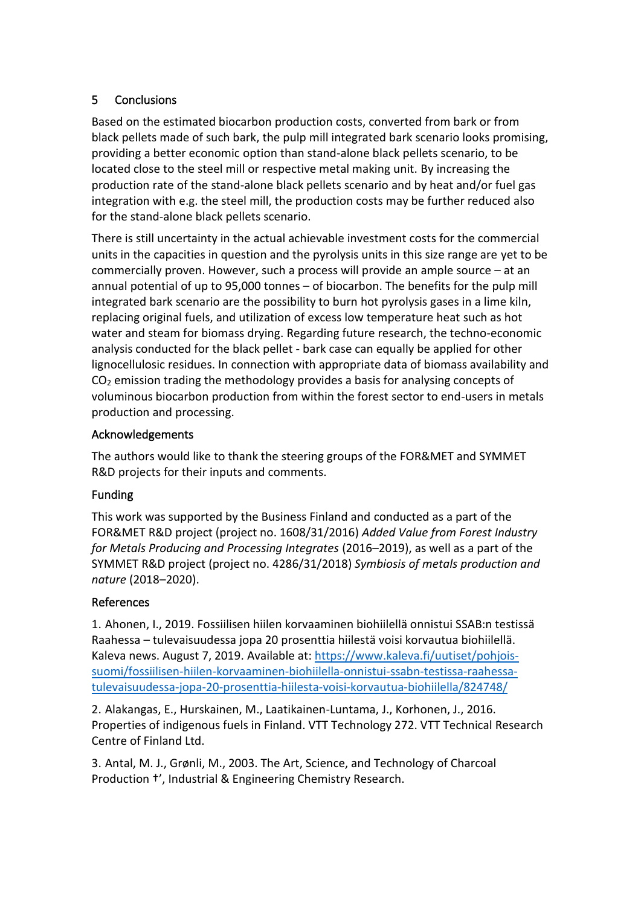## 5 Conclusions

Based on the estimated biocarbon production costs, converted from bark or from black pellets made of such bark, the pulp mill integrated bark scenario looks promising, providing a better economic option than stand-alone black pellets scenario, to be located close to the steel mill or respective metal making unit. By increasing the production rate of the stand-alone black pellets scenario and by heat and/or fuel gas integration with e.g. the steel mill, the production costs may be further reduced also for the stand-alone black pellets scenario.

There is still uncertainty in the actual achievable investment costs for the commercial units in the capacities in question and the pyrolysis units in this size range are yet to be commercially proven. However, such a process will provide an ample source – at an annual potential of up to 95,000 tonnes – of biocarbon. The benefits for the pulp mill integrated bark scenario are the possibility to burn hot pyrolysis gases in a lime kiln, replacing original fuels, and utilization of excess low temperature heat such as hot water and steam for biomass drying. Regarding future research, the techno-economic analysis conducted for the black pellet - bark case can equally be applied for other lignocellulosic residues. In connection with appropriate data of biomass availability and $CO_2$ emission trading the methodology provides a basis for analysing concepts of voluminous biocarbon production from within the forest sector to end-users in metals production and processing.

### Acknowledgements

The authors would like to thank the steering groups of the FOR&MET and SYMMET R&D projects for their inputs and comments.

### Funding

This work was supported by the Business Finland and conducted as a part of the FOR&MET R&D project (project no. 1608/31/2016) *Added Value from Forest Industry for Metals Producing and Processing Integrates* (2016–2019), as well as a part of the SYMMET R&D project (project no. 4286/31/2018) *Symbiosis of metals production and nature* (2018–2020).

### References

1. Ahonen, I., 2019. Fossiilisen hiilen korvaaminen biohiilellä onnistui SSAB:n testissä Raahessa – tulevaisuudessa jopa 20 prosenttia hiilestä voisi korvautua biohiilellä. Kaleva news. August 7, 2019. Available at: https://www.kaleva.fi/uutiset/pohjois-suomi/fossiilisen-hiilen-korvaaminen-biohiilella-onnistui-ssabn-testissa-raahessa-tulevaisuudessa-jopa-20-prosenttia-hiilesta-voisi-korvautua-biohiilella/824748/

2. Alakangas, E., Hurskainen, M., Laatikainen-Luntama, J., Korhonen, J., 2016. Properties of indigenous fuels in Finland. VTT Technology 272. VTT Technical Research Centre of Finland Ltd.

3. Antal, M. J., Grønli, M., 2003. The Art, Science, and Technology of Charcoal Production †', Industrial & Engineering Chemistry Research.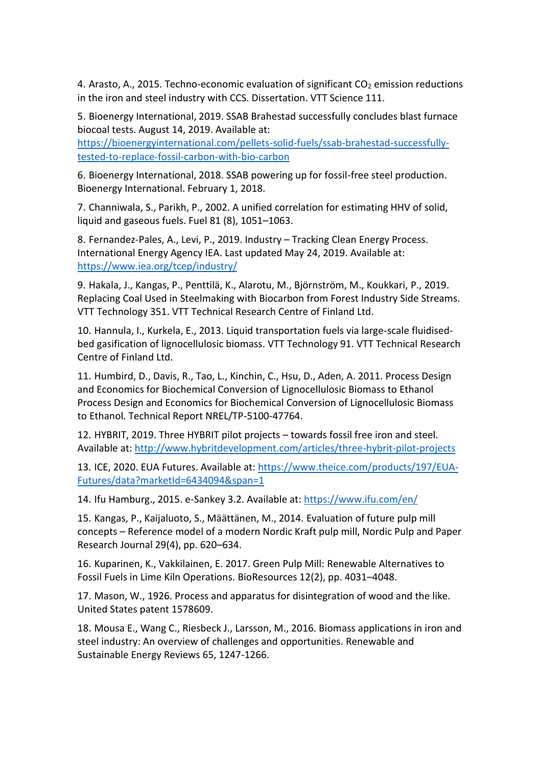4. Arasto, A., 2015. Techno-economic evaluation of significant $CO_2$ emission reductions in the iron and steel industry with CCS. Dissertation. VTT Science 111.

5. Bioenergy International, 2019. SSAB Brahestad successfully concludes blast furnace biocoal tests. August 14, 2019. Available at: https://bioenergyinternational.com/pellets-solid-fuels/ssab-brahestad-successfully-tested-to-replace-fossil-carbon-with-bio-carbon

6. Bioenergy International, 2018. SSAB powering up for fossil-free steel production. Bioenergy International. February 1, 2018.

7. Channiwala, S., Parikh, P., 2002. A unified correlation for estimating HHV of solid, liquid and gaseous fuels. Fuel 81 (8), 1051–1063.

8. Fernandez-Pales, A., Levi, P., 2019. Industry – Tracking Clean Energy Process. International Energy Agency IEA. Last updated May 24, 2019. Available at: https://www.iea.org/tcep/industry/

9. Hakala, J., Kangas, P., Penttilä, K., Alarotu, M., Björnström, M., Koukkari, P., 2019. Replacing Coal Used in Steelmaking with Biocarbon from Forest Industry Side Streams. VTT Technology 351. VTT Technical Research Centre of Finland Ltd.

10. Hannula, I., Kurkela, E., 2013. Liquid transportation fuels via large-scale fluidised-bed gasification of lignocellulosic biomass. VTT Technology 91. VTT Technical Research Centre of Finland Ltd.

11. Humbird, D., Davis, R., Tao, L., Kinchin, C., Hsu, D., Aden, A. 2011. Process Design and Economics for Biochemical Conversion of Lignocellulosic Biomass to Ethanol Process Design and Economics for Biochemical Conversion of Lignocellulosic Biomass to Ethanol. Technical Report NREL/TP-5100-47764.

12. HYBRIT, 2019. Three HYBRIT pilot projects – towards fossil free iron and steel. Available at: http://www.hybritdevelopment.com/articles/three-hybrit-pilot-projects

13. ICE, 2020. EUA Futures. Available at: https://www.theice.com/products/197/EUA-Futures/data?marketId=6434094&span=1

14. Ifu Hamburg., 2015. e-Sankey 3.2. Available at: https://www.ifu.com/en/

15. Kangas, P., Kaijaluoto, S., Määttänen, M., 2014. Evaluation of future pulp mill concepts – Reference model of a modern Nordic Kraft pulp mill, Nordic Pulp and Paper Research Journal 29(4), pp. 620–634.

16. Kuparinen, K., Vakkilainen, E. 2017. Green Pulp Mill: Renewable Alternatives to Fossil Fuels in Lime Kiln Operations. BioResources 12(2), pp. 4031–4048.

17. Mason, W., 1926. Process and apparatus for disintegration of wood and the like. United States patent 1578609.

18. Mousa E., Wang C., Riesbeck J., Larsson, M., 2016. Biomass applications in iron and steel industry: An overview of challenges and opportunities. Renewable and Sustainable Energy Reviews 65, 1247-1266.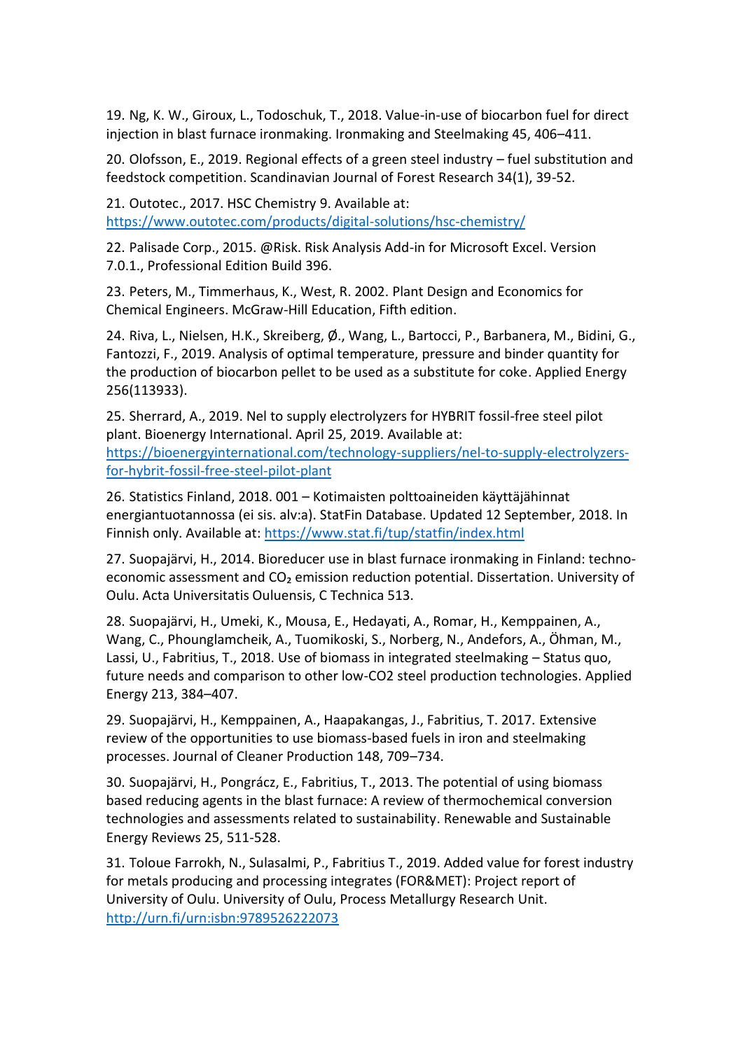19. Ng, K. W., Giroux, L., Todoschuk, T., 2018. Value-in-use of biocarbon fuel for direct injection in blast furnace ironmaking. Ironmaking and Steelmaking 45, 406–411.

20. Olofsson, E., 2019. Regional effects of a green steel industry – fuel substitution and feedstock competition. Scandinavian Journal of Forest Research 34(1), 39-52.

21. Outotec., 2017. HSC Chemistry 9. Available at: https://www.outotec.com/products/digital-solutions/hsc-chemistry/

22. Palisade Corp., 2015. @Risk. Risk Analysis Add-in for Microsoft Excel. Version 7.0.1., Professional Edition Build 396.

23. Peters, M., Timmerhaus, K., West, R. 2002. Plant Design and Economics for Chemical Engineers. McGraw-Hill Education, Fifth edition.

24. Riva, L., Nielsen, H.K., Skreiberg, Ø., Wang, L., Bartocci, P., Barbanera, M., Bidini, G., Fantozzi, F., 2019. Analysis of optimal temperature, pressure and binder quantity for the production of biocarbon pellet to be used as a substitute for coke. Applied Energy 256(113933).

25. Sherrard, A., 2019. Nel to supply electrolyzers for HYBRIT fossil-free steel pilot plant. Bioenergy International. April 25, 2019. Available at: https://bioenergyinternational.com/technology-suppliers/nel-to-supply-electrolyzers-for-hybrit-fossil-free-steel-pilot-plant

26. Statistics Finland, 2018. 001 – Kotimaisten polttoaineiden käyttäjähinnat energiantuotannossa (ei sis. alv:a). StatFin Database. Updated 12 September, 2018. In Finnish only. Available at: https://www.stat.fi/tup/statfin/index.html

27. Suopajärvi, H., 2014. Bioreducer use in blast furnace ironmaking in Finland: techno-economic assessment and $CO_2$ emission reduction potential. Dissertation. University of Oulu. Acta Universitatis Ouluensis, C Technica 513.

28. Suopajärvi, H., Umeki, K., Mousa, E., Hedayati, A., Romar, H., Kemppainen, A., Wang, C., Phounglamcheik, A., Tuomikoski, S., Norberg, N., Andefors, A., Öhman, M., Lassi, U., Fabritius, T., 2018. Use of biomass in integrated steelmaking – Status quo, future needs and comparison to other low-CO2 steel production technologies. Applied Energy 213, 384–407.

29. Suopajärvi, H., Kemppainen, A., Haapakangas, J., Fabritius, T. 2017. Extensive review of the opportunities to use biomass-based fuels in iron and steelmaking processes. Journal of Cleaner Production 148, 709–734.

30. Suopajärvi, H., Pongrácz, E., Fabritius, T., 2013. The potential of using biomass based reducing agents in the blast furnace: A review of thermochemical conversion technologies and assessments related to sustainability. Renewable and Sustainable Energy Reviews 25, 511-528.

31. Toloue Farrokh, N., Sulasalmi, P., Fabritius T., 2019. Added value for forest industry for metals producing and processing integrates (FOR&MET): Project report of University of Oulu. University of Oulu, Process Metallurgy Research Unit. http://urn.fi/urn:isbn:9789526222073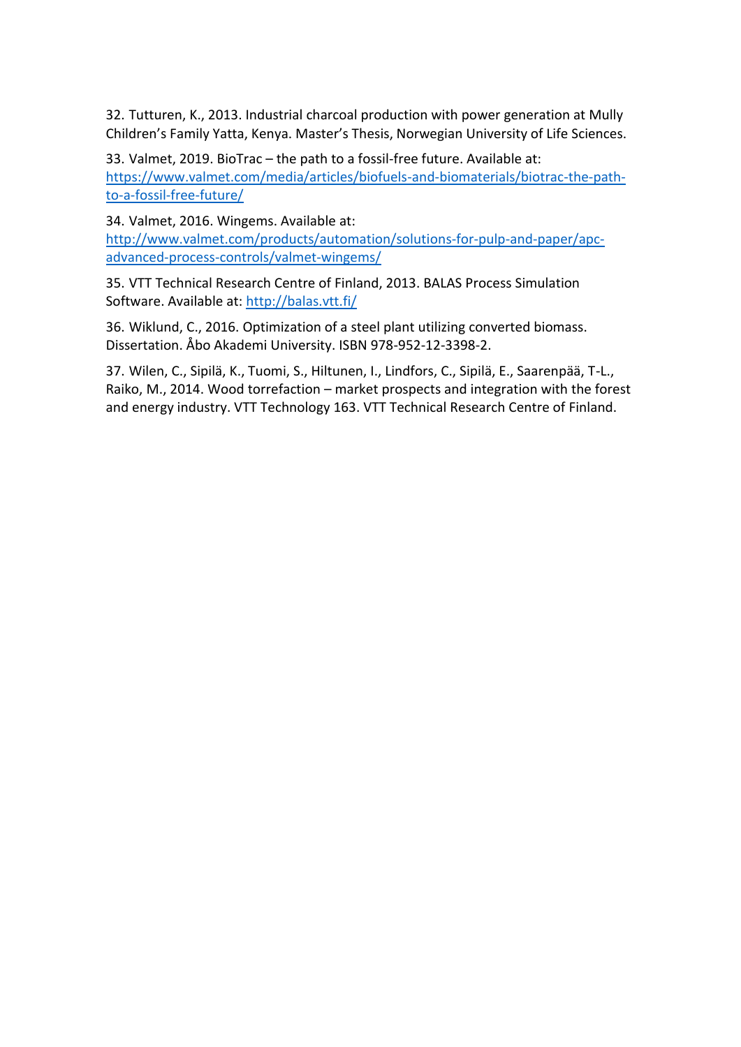32. Tutturen, K., 2013. Industrial charcoal production with power generation at Mully Children's Family Yatta, Kenya. Master's Thesis, Norwegian University of Life Sciences.

33. Valmet, 2019. BioTrac – the path to a fossil-free future. Available at: https://www.valmet.com/media/articles/biofuels-and-biomaterials/biotrac-the-path-to-a-fossil-free-future/

34. Valmet, 2016. Wingems. Available at: http://www.valmet.com/products/automation/solutions-for-pulp-and-paper/apc-advanced-process-controls/valmet-wingems/

35. VTT Technical Research Centre of Finland, 2013. BALAS Process Simulation Software. Available at: http://balas.vtt.fi/

36. Wiklund, C., 2016. Optimization of a steel plant utilizing converted biomass. Dissertation. Åbo Akademi University. ISBN 978-952-12-3398-2.

37. Wilen, C., Sipilä, K., Tuomi, S., Hiltunen, I., Lindfors, C., Sipilä, E., Saarenpää, T-L., Raiko, M., 2014. Wood torrefaction – market prospects and integration with the forest and energy industry. VTT Technology 163. VTT Technical Research Centre of Finland.